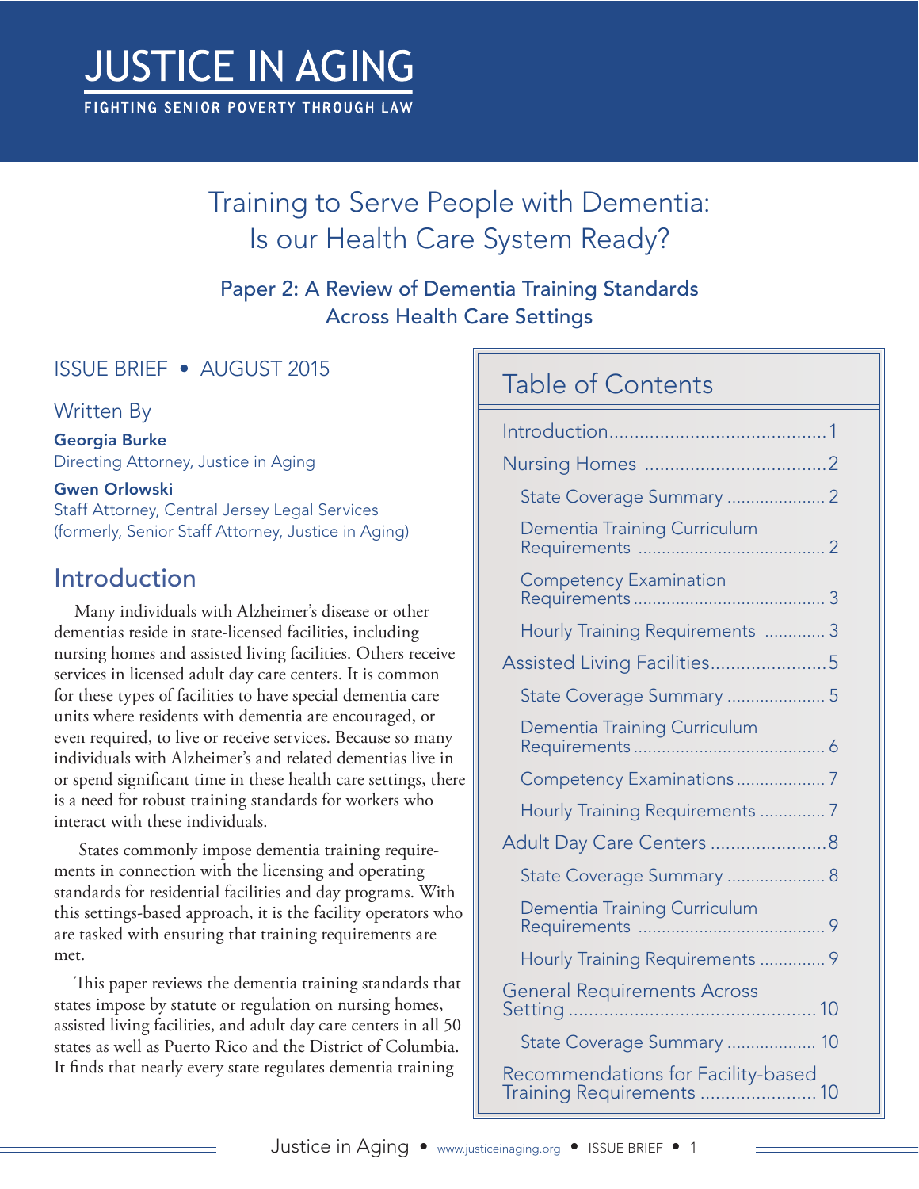# JUSTICE IN AGING

FIGHTING SENIOR POVERTY THROUGH LAW

# Training to Serve People with Dementia: Is our Health Care System Ready?

## Paper 2: A Review of Dementia Training Standards Across Health Care Settings

ISSUE BRIEF • AUGUST 2015

Written By

**Georgia Burke**
Directing Attorney, Justice in Aging

**Gwen Orlowski**
Staff Attorney, Central Jersey Legal Services
(formerly, Senior Staff Attorney, Justice in Aging)

## Table of Contents

- Introduction ... 1
- Nursing Homes ... 2
  - State Coverage Summary ... 2
  - Dementia Training Curriculum Requirements ... 2
  - Competency Examination Requirements ... 3
  - Hourly Training Requirements ... 3
- Assisted Living Facilities ... 5
  - State Coverage Summary ... 5
  - Dementia Training Curriculum Requirements ... 6
  - Competency Examinations ... 7
  - Hourly Training Requirements ... 7
- Adult Day Care Centers ... 8
  - State Coverage Summary ... 8
  - Dementia Training Curriculum Requirements ... 9
  - Hourly Training Requirements ... 9
- General Requirements Across Setting ... 10
  - State Coverage Summary ... 10
- Recommendations for Facility-based Training Requirements ... 10

## Introduction

Many individuals with Alzheimer's disease or other dementias reside in state-licensed facilities, including nursing homes and assisted living facilities. Others receive services in licensed adult day care centers. It is common for these types of facilities to have special dementia care units where residents with dementia are encouraged, or even required, to live or receive services. Because so many individuals with Alzheimer's and related dementias live in or spend significant time in these health care settings, there is a need for robust training standards for workers who interact with these individuals.

States commonly impose dementia training requirements in connection with the licensing and operating standards for residential facilities and day programs. With this settings-based approach, it is the facility operators who are tasked with ensuring that training requirements are met.

This paper reviews the dementia training standards that states impose by statute or regulation on nursing homes, assisted living facilities, and adult day care centers in all 50 states as well as Puerto Rico and the District of Columbia. It finds that nearly every state regulates dementia training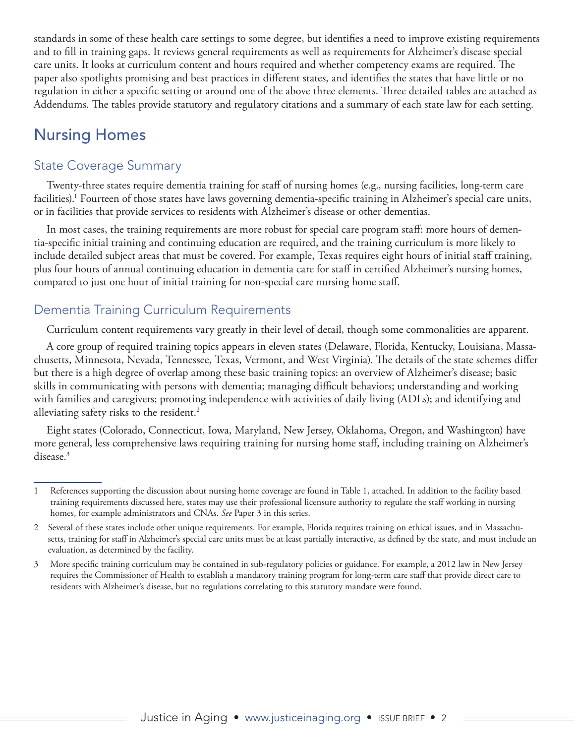standards in some of these health care settings to some degree, but identifies a need to improve existing requirements and to fill in training gaps. It reviews general requirements as well as requirements for Alzheimer's disease special care units. It looks at curriculum content and hours required and whether competency exams are required. The paper also spotlights promising and best practices in different states, and identifies the states that have little or no regulation in either a specific setting or around one of the above three elements. Three detailed tables are attached as Addendums. The tables provide statutory and regulatory citations and a summary of each state law for each setting.

## Nursing Homes

### State Coverage Summary

Twenty-three states require dementia training for staff of nursing homes (e.g., nursing facilities, long-term care facilities).[1] Fourteen of those states have laws governing dementia-specific training in Alzheimer's special care units, or in facilities that provide services to residents with Alzheimer's disease or other dementias.

In most cases, the training requirements are more robust for special care program staff: more hours of dementia-specific initial training and continuing education are required, and the training curriculum is more likely to include detailed subject areas that must be covered. For example, Texas requires eight hours of initial staff training, plus four hours of annual continuing education in dementia care for staff in certified Alzheimer's nursing homes, compared to just one hour of initial training for non-special care nursing home staff.

### Dementia Training Curriculum Requirements

Curriculum content requirements vary greatly in their level of detail, though some commonalities are apparent.

A core group of required training topics appears in eleven states (Delaware, Florida, Kentucky, Louisiana, Massachusetts, Minnesota, Nevada, Tennessee, Texas, Vermont, and West Virginia). The details of the state schemes differ but there is a high degree of overlap among these basic training topics: an overview of Alzheimer's disease; basic skills in communicating with persons with dementia; managing difficult behaviors; understanding and working with families and caregivers; promoting independence with activities of daily living (ADLs); and identifying and alleviating safety risks to the resident.[2]

Eight states (Colorado, Connecticut, Iowa, Maryland, New Jersey, Oklahoma, Oregon, and Washington) have more general, less comprehensive laws requiring training for nursing home staff, including training on Alzheimer's disease.[3]

---

1 References supporting the discussion about nursing home coverage are found in Table 1, attached. In addition to the facility based training requirements discussed here, states may use their professional licensure authority to regulate the staff working in nursing homes, for example administrators and CNAs. *See* Paper 3 in this series.

2 Several of these states include other unique requirements. For example, Florida requires training on ethical issues, and in Massachusetts, training for staff in Alzheimer's special care units must be at least partially interactive, as defined by the state, and must include an evaluation, as determined by the facility.

3 More specific training curriculum may be contained in sub-regulatory policies or guidance. For example, a 2012 law in New Jersey requires the Commissioner of Health to establish a mandatory training program for long-term care staff that provide direct care to residents with Alzheimer's disease, but no regulations correlating to this statutory mandate were found.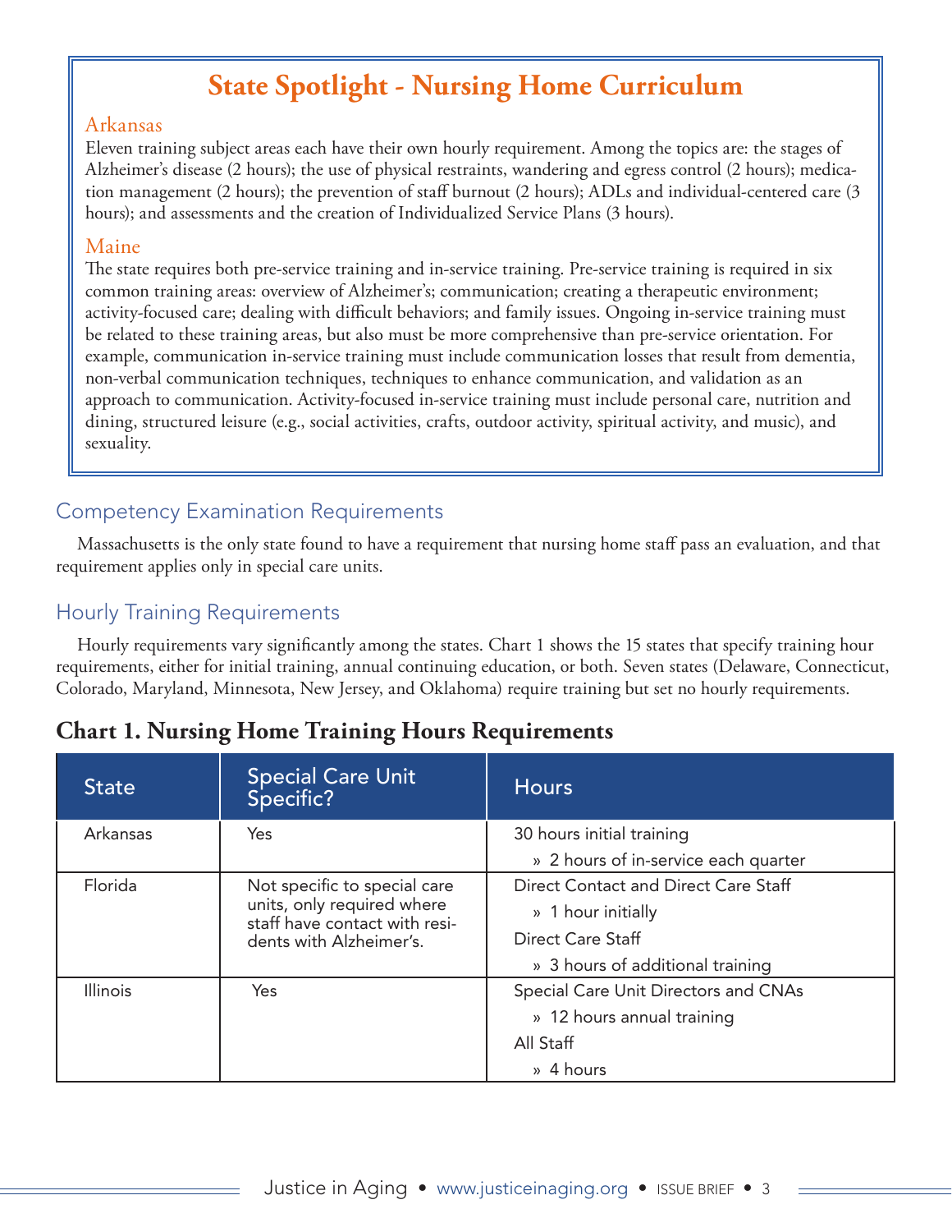## State Spotlight - Nursing Home Curriculum

### Arkansas

Eleven training subject areas each have their own hourly requirement. Among the topics are: the stages of Alzheimer's disease (2 hours); the use of physical restraints, wandering and egress control (2 hours); medication management (2 hours); the prevention of staff burnout (2 hours); ADLs and individual-centered care (3 hours); and assessments and the creation of Individualized Service Plans (3 hours).

### Maine

The state requires both pre-service training and in-service training. Pre-service training is required in six common training areas: overview of Alzheimer's; communication; creating a therapeutic environment; activity-focused care; dealing with difficult behaviors; and family issues. Ongoing in-service training must be related to these training areas, but also must be more comprehensive than pre-service orientation. For example, communication in-service training must include communication losses that result from dementia, non-verbal communication techniques, techniques to enhance communication, and validation as an approach to communication. Activity-focused in-service training must include personal care, nutrition and dining, structured leisure (e.g., social activities, crafts, outdoor activity, spiritual activity, and music), and sexuality.

## Competency Examination Requirements

Massachusetts is the only state found to have a requirement that nursing home staff pass an evaluation, and that requirement applies only in special care units.

## Hourly Training Requirements

Hourly requirements vary significantly among the states. Chart 1 shows the 15 states that specify training hour requirements, either for initial training, annual continuing education, or both. Seven states (Delaware, Connecticut, Colorado, Maryland, Minnesota, New Jersey, and Oklahoma) require training but set no hourly requirements.

### Chart 1. Nursing Home Training Hours Requirements

| State | Special Care Unit Specific? | Hours |
|---|---|---|
| Arkansas | Yes | 30 hours initial training<br>» 2 hours of in-service each quarter |
| Florida | Not specific to special care units, only required where staff have contact with residents with Alzheimer's. | Direct Contact and Direct Care Staff<br>» 1 hour initially<br>Direct Care Staff<br>» 3 hours of additional training |
| Illinois | Yes | Special Care Unit Directors and CNAs<br>» 12 hours annual training<br>All Staff<br>» 4 hours |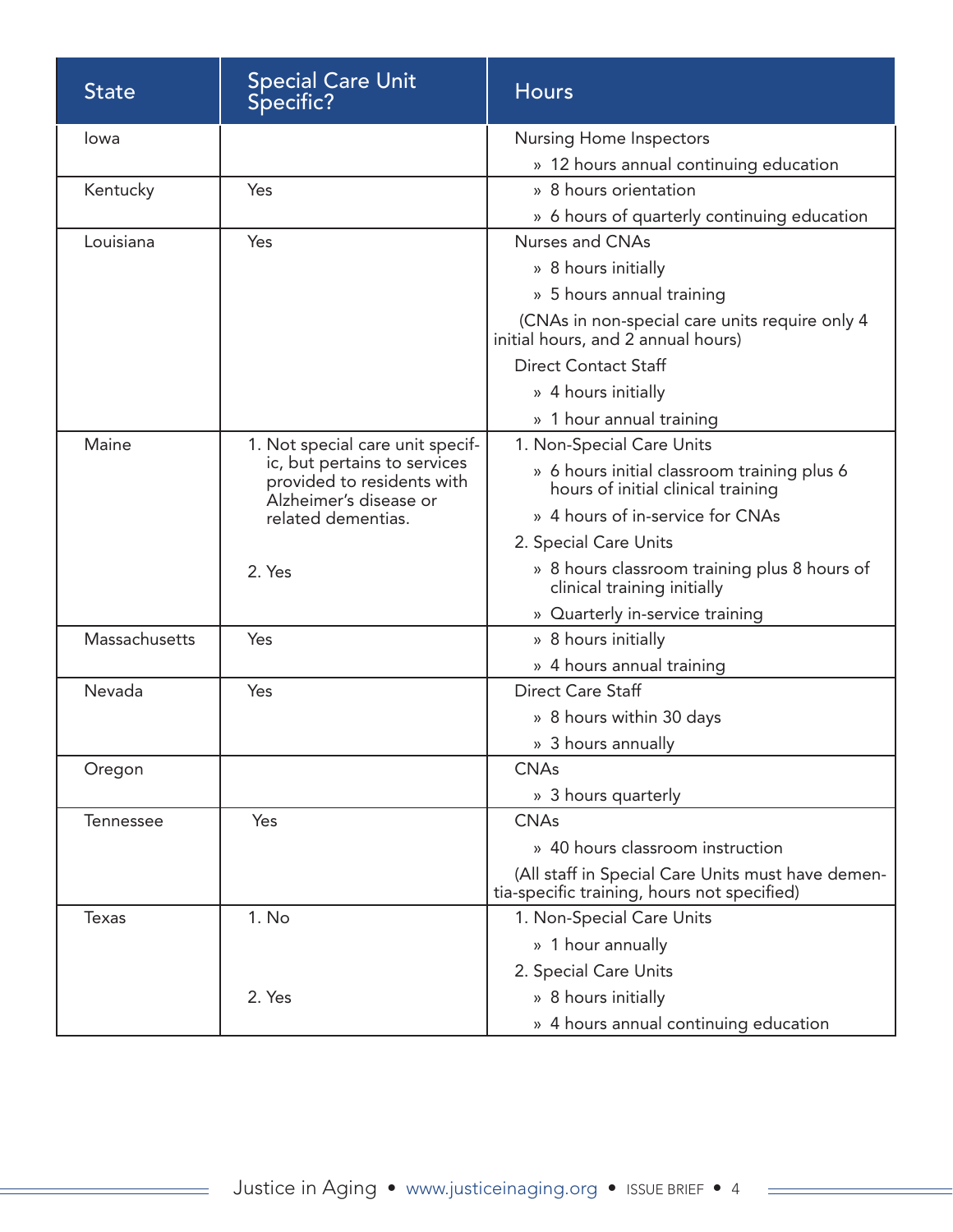| State | Special Care Unit Specific? | Hours |
|---|---|---|
| Iowa | | Nursing Home Inspectors<br>» 12 hours annual continuing education |
| Kentucky | Yes | » 8 hours orientation<br>» 6 hours of quarterly continuing education |
| Louisiana | Yes | Nurses and CNAs<br>» 8 hours initially<br>» 5 hours annual training<br>(CNAs in non-special care units require only 4 initial hours, and 2 annual hours)<br>Direct Contact Staff<br>» 4 hours initially<br>» 1 hour annual training |
| Maine | 1. Not special care unit specific, but pertains to services provided to residents with Alzheimer's disease or related dementias.<br><br>2. Yes | 1. Non-Special Care Units<br>» 6 hours initial classroom training plus 6 hours of initial clinical training<br>» 4 hours of in-service for CNAs<br>2. Special Care Units<br>» 8 hours classroom training plus 8 hours of clinical training initially<br>» Quarterly in-service training |
| Massachusetts | Yes | » 8 hours initially<br>» 4 hours annual training |
| Nevada | Yes | Direct Care Staff<br>» 8 hours within 30 days<br>» 3 hours annually |
| Oregon | | CNAs<br>» 3 hours quarterly |
| Tennessee | Yes | CNAs<br>» 40 hours classroom instruction<br>(All staff in Special Care Units must have dementia-specific training, hours not specified) |
| Texas | 1. No<br><br>2. Yes | 1. Non-Special Care Units<br>» 1 hour annually<br>2. Special Care Units<br>» 8 hours initially<br>» 4 hours annual continuing education |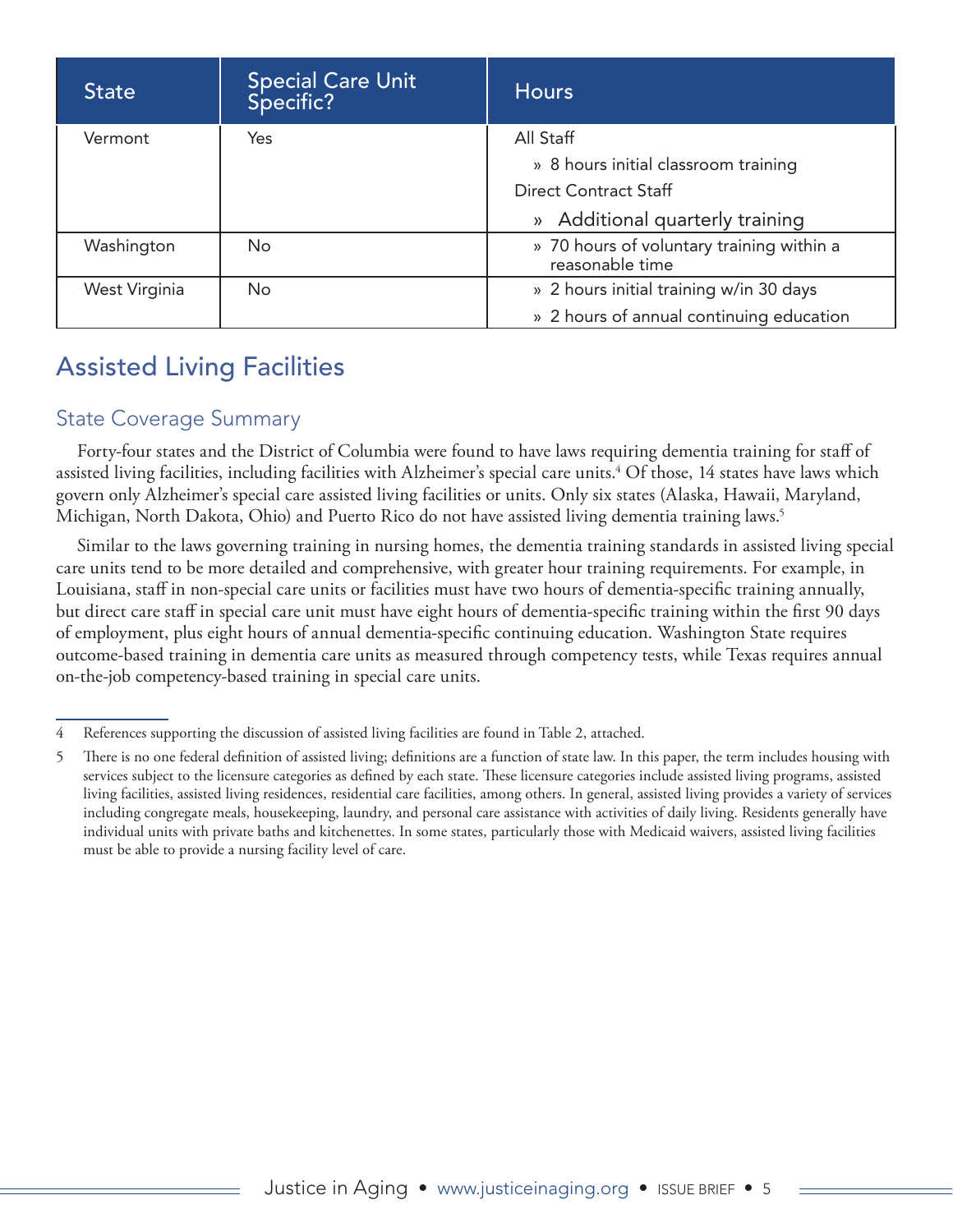| State | Special Care Unit Specific? | Hours |
|---|---|---|
| Vermont | Yes | All Staff<br>» 8 hours initial classroom training<br>Direct Contract Staff<br>» Additional quarterly training |
| Washington | No | » 70 hours of voluntary training within a reasonable time |
| West Virginia | No | » 2 hours initial training w/in 30 days<br>» 2 hours of annual continuing education |

## Assisted Living Facilities

### State Coverage Summary

Forty-four states and the District of Columbia were found to have laws requiring dementia training for staff of assisted living facilities, including facilities with Alzheimer's special care units.[4] Of those, 14 states have laws which govern only Alzheimer's special care assisted living facilities or units. Only six states (Alaska, Hawaii, Maryland, Michigan, North Dakota, Ohio) and Puerto Rico do not have assisted living dementia training laws.[5]

Similar to the laws governing training in nursing homes, the dementia training standards in assisted living special care units tend to be more detailed and comprehensive, with greater hour training requirements. For example, in Louisiana, staff in non-special care units or facilities must have two hours of dementia-specific training annually, but direct care staff in special care unit must have eight hours of dementia-specific training within the first 90 days of employment, plus eight hours of annual dementia-specific continuing education. Washington State requires outcome-based training in dementia care units as measured through competency tests, while Texas requires annual on-the-job competency-based training in special care units.

---

4 References supporting the discussion of assisted living facilities are found in Table 2, attached.

5 There is no one federal definition of assisted living; definitions are a function of state law. In this paper, the term includes housing with services subject to the licensure categories as defined by each state. These licensure categories include assisted living programs, assisted living facilities, assisted living residences, residential care facilities, among others. In general, assisted living provides a variety of services including congregate meals, housekeeping, laundry, and personal care assistance with activities of daily living. Residents generally have individual units with private baths and kitchenettes. In some states, particularly those with Medicaid waivers, assisted living facilities must be able to provide a nursing facility level of care.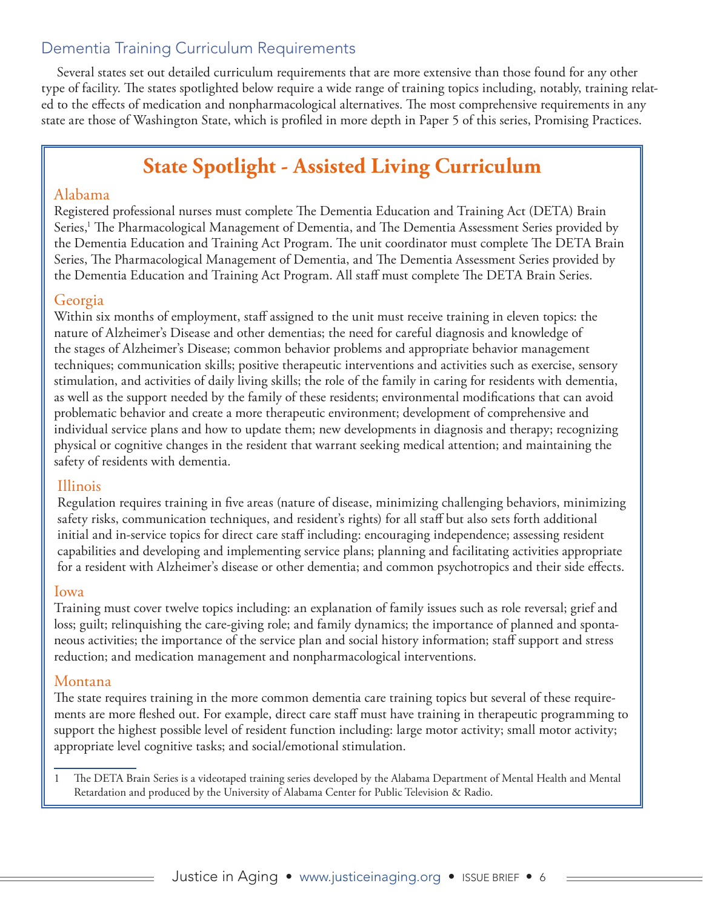## Dementia Training Curriculum Requirements

Several states set out detailed curriculum requirements that are more extensive than those found for any other type of facility. The states spotlighted below require a wide range of training topics including, notably, training related to the effects of medication and nonpharmacological alternatives. The most comprehensive requirements in any state are those of Washington State, which is profiled in more depth in Paper 5 of this series, Promising Practices.

## State Spotlight - Assisted Living Curriculum

### Alabama

Registered professional nurses must complete The Dementia Education and Training Act (DETA) Brain Series,[1] The Pharmacological Management of Dementia, and The Dementia Assessment Series provided by the Dementia Education and Training Act Program. The unit coordinator must complete The DETA Brain Series, The Pharmacological Management of Dementia, and The Dementia Assessment Series provided by the Dementia Education and Training Act Program. All staff must complete The DETA Brain Series.

### Georgia

Within six months of employment, staff assigned to the unit must receive training in eleven topics: the nature of Alzheimer's Disease and other dementias; the need for careful diagnosis and knowledge of the stages of Alzheimer's Disease; common behavior problems and appropriate behavior management techniques; communication skills; positive therapeutic interventions and activities such as exercise, sensory stimulation, and activities of daily living skills; the role of the family in caring for residents with dementia, as well as the support needed by the family of these residents; environmental modifications that can avoid problematic behavior and create a more therapeutic environment; development of comprehensive and individual service plans and how to update them; new developments in diagnosis and therapy; recognizing physical or cognitive changes in the resident that warrant seeking medical attention; and maintaining the safety of residents with dementia.

### Illinois

Regulation requires training in five areas (nature of disease, minimizing challenging behaviors, minimizing safety risks, communication techniques, and resident's rights) for all staff but also sets forth additional initial and in-service topics for direct care staff including: encouraging independence; assessing resident capabilities and developing and implementing service plans; planning and facilitating activities appropriate for a resident with Alzheimer's disease or other dementia; and common psychotropics and their side effects.

### Iowa

Training must cover twelve topics including: an explanation of family issues such as role reversal; grief and loss; guilt; relinquishing the care-giving role; and family dynamics; the importance of planned and spontaneous activities; the importance of the service plan and social history information; staff support and stress reduction; and medication management and nonpharmacological interventions.

### Montana

The state requires training in the more common dementia care training topics but several of these requirements are more fleshed out. For example, direct care staff must have training in therapeutic programming to support the highest possible level of resident function including: large motor activity; small motor activity; appropriate level cognitive tasks; and social/emotional stimulation.

---

1 The DETA Brain Series is a videotaped training series developed by the Alabama Department of Mental Health and Mental Retardation and produced by the University of Alabama Center for Public Television & Radio.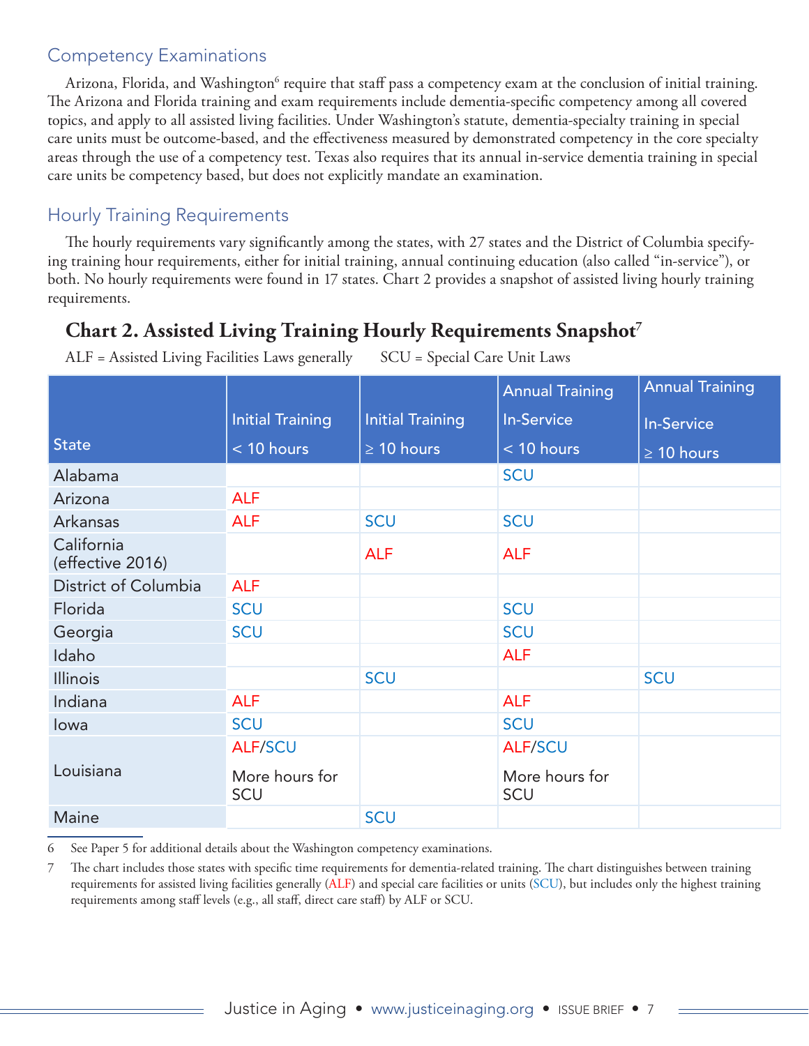## Competency Examinations

Arizona, Florida, and Washington[6] require that staff pass a competency exam at the conclusion of initial training. The Arizona and Florida training and exam requirements include dementia-specific competency among all covered topics, and apply to all assisted living facilities. Under Washington's statute, dementia-specialty training in special care units must be outcome-based, and the effectiveness measured by demonstrated competency in the core specialty areas through the use of a competency test. Texas also requires that its annual in-service dementia training in special care units be competency based, but does not explicitly mandate an examination.

## Hourly Training Requirements

The hourly requirements vary significantly among the states, with 27 states and the District of Columbia specifying training hour requirements, either for initial training, annual continuing education (also called "in-service"), or both. No hourly requirements were found in 17 states. Chart 2 provides a snapshot of assisted living hourly training requirements.

### Chart 2. Assisted Living Training Hourly Requirements Snapshot[7]

ALF = Assisted Living Facilities Laws generally SCU = Special Care Unit Laws

| State | Initial Training < 10 hours | Initial Training ≥ 10 hours | Annual Training In-Service < 10 hours | Annual Training In-Service ≥ 10 hours |
|---|---|---|---|---|
| Alabama | | | SCU | |
| Arizona | ALF | | | |
| Arkansas | ALF | SCU | SCU | |
| California (effective 2016) | | ALF | ALF | |
| District of Columbia | ALF | | | |
| Florida | SCU | | SCU | |
| Georgia | SCU | | SCU | |
| Idaho | | | ALF | |
| Illinois | | SCU | | SCU |
| Indiana | ALF | | ALF | |
| Iowa | SCU | | SCU | |
| Louisiana | ALF/SCU More hours for SCU | | ALF/SCU More hours for SCU | |
| Maine | | SCU | | |

6 See Paper 5 for additional details about the Washington competency examinations.

7 The chart includes those states with specific time requirements for dementia-related training. The chart distinguishes between training requirements for assisted living facilities generally (ALF) and special care facilities or units (SCU), but includes only the highest training requirements among staff levels (e.g., all staff, direct care staff) by ALF or SCU.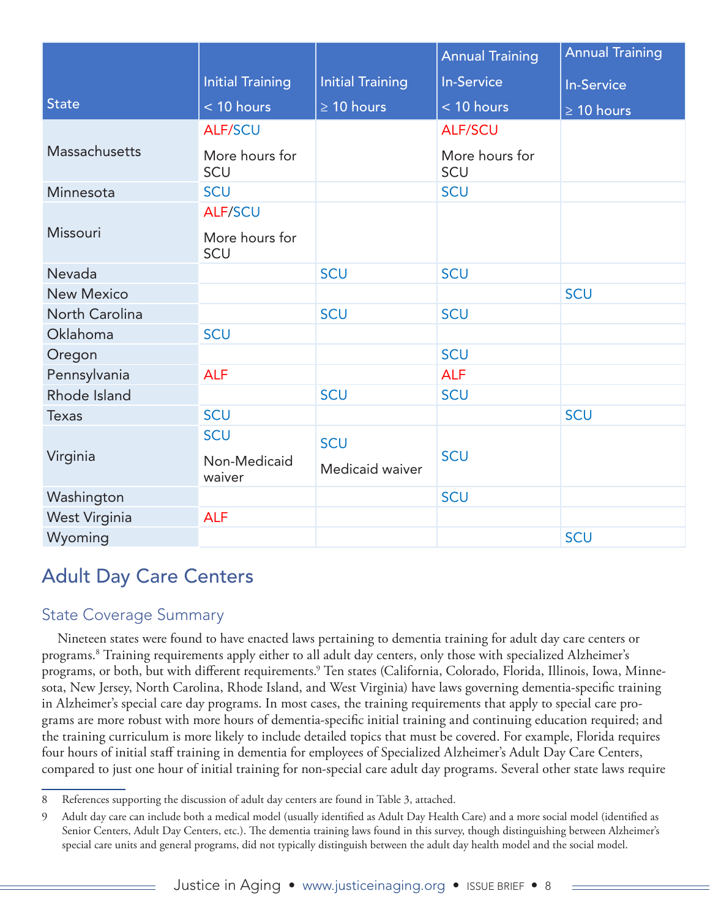| State | Initial Training < 10 hours | Initial Training ≥ 10 hours | Annual Training In-Service < 10 hours | Annual Training In-Service ≥ 10 hours |
|---|---|---|---|---|
| Massachusetts | ALF/SCU More hours for SCU | | ALF/SCU More hours for SCU | |
| Minnesota | SCU | | SCU | |
| Missouri | ALF/SCU More hours for SCU | | | |
| Nevada | | SCU | SCU | |
| New Mexico | | | | SCU |
| North Carolina | | SCU | SCU | |
| Oklahoma | SCU | | | |
| Oregon | | | SCU | |
| Pennsylvania | ALF | | ALF | |
| Rhode Island | | SCU | SCU | |
| Texas | SCU | | | SCU |
| Virginia | SCU Non-Medicaid waiver | SCU Medicaid waiver | SCU | |
| Washington | | | SCU | |
| West Virginia | ALF | | | |
| Wyoming | | | | SCU |

## Adult Day Care Centers

### State Coverage Summary

Nineteen states were found to have enacted laws pertaining to dementia training for adult day care centers or programs.[8] Training requirements apply either to all adult day centers, only those with specialized Alzheimer's programs, or both, but with different requirements.[9] Ten states (California, Colorado, Florida, Illinois, Iowa, Minnesota, New Jersey, North Carolina, Rhode Island, and West Virginia) have laws governing dementia-specific training in Alzheimer's special care day programs. In most cases, the training requirements that apply to special care programs are more robust with more hours of dementia-specific initial training and continuing education required; and the training curriculum is more likely to include detailed topics that must be covered. For example, Florida requires four hours of initial staff training in dementia for employees of Specialized Alzheimer's Adult Day Care Centers, compared to just one hour of initial training for non-special care adult day programs. Several other state laws require

---

8 References supporting the discussion of adult day centers are found in Table 3, attached.

9 Adult day care can include both a medical model (usually identified as Adult Day Health Care) and a more social model (identified as Senior Centers, Adult Day Centers, etc.). The dementia training laws found in this survey, though distinguishing between Alzheimer's special care units and general programs, did not typically distinguish between the adult day health model and the social model.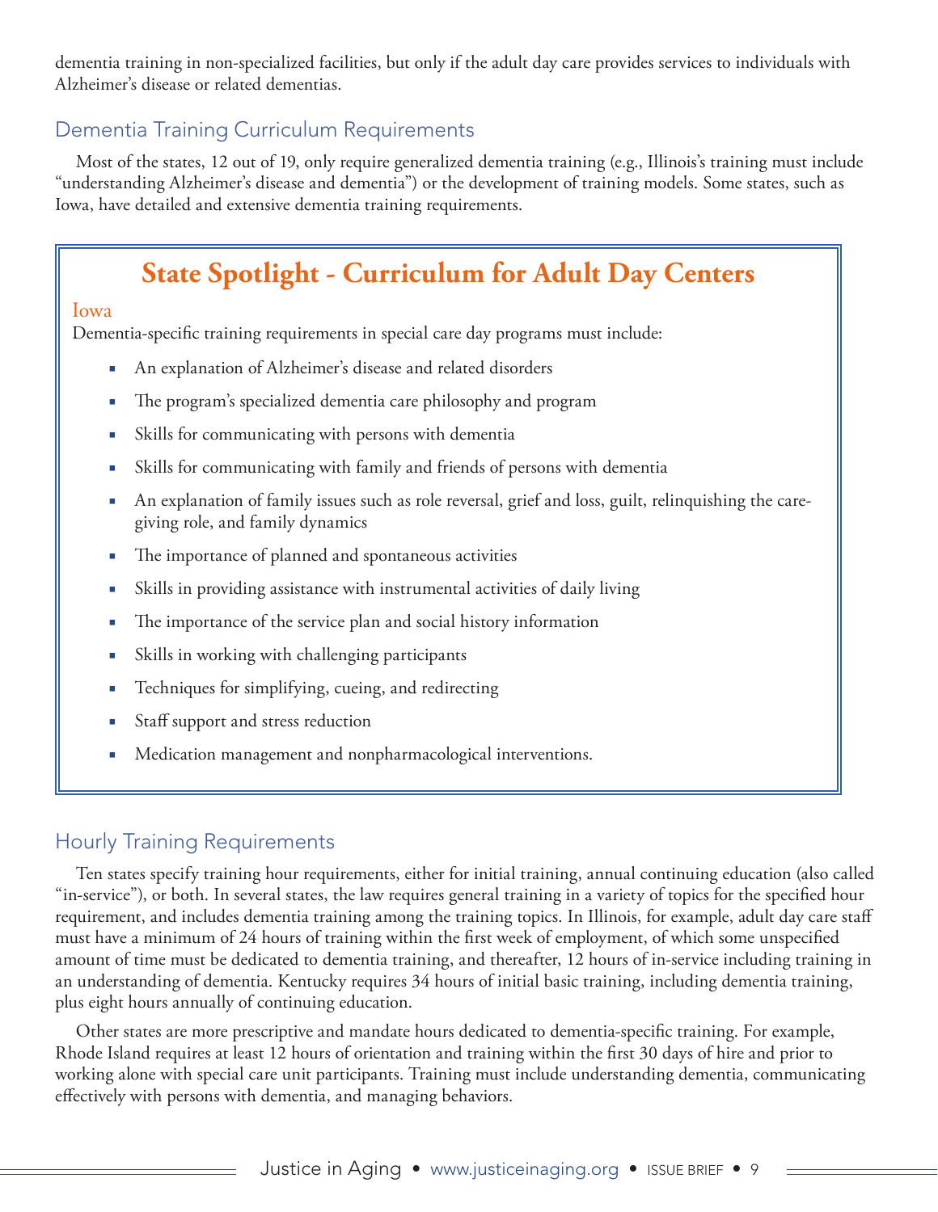dementia training in non-specialized facilities, but only if the adult day care provides services to individuals with Alzheimer's disease or related dementias.

## Dementia Training Curriculum Requirements

Most of the states, 12 out of 19, only require generalized dementia training (e.g., Illinois's training must include "understanding Alzheimer's disease and dementia") or the development of training models. Some states, such as Iowa, have detailed and extensive dementia training requirements.

> **State Spotlight - Curriculum for Adult Day Centers**
>
> **Iowa**
>
> Dementia-specific training requirements in special care day programs must include:
>
> - An explanation of Alzheimer's disease and related disorders
> - The program's specialized dementia care philosophy and program
> - Skills for communicating with persons with dementia
> - Skills for communicating with family and friends of persons with dementia
> - An explanation of family issues such as role reversal, grief and loss, guilt, relinquishing the care-giving role, and family dynamics
> - The importance of planned and spontaneous activities
> - Skills in providing assistance with instrumental activities of daily living
> - The importance of the service plan and social history information
> - Skills in working with challenging participants
> - Techniques for simplifying, cueing, and redirecting
> - Staff support and stress reduction
> - Medication management and nonpharmacological interventions.

## Hourly Training Requirements

Ten states specify training hour requirements, either for initial training, annual continuing education (also called "in-service"), or both. In several states, the law requires general training in a variety of topics for the specified hour requirement, and includes dementia training among the training topics. In Illinois, for example, adult day care staff must have a minimum of 24 hours of training within the first week of employment, of which some unspecified amount of time must be dedicated to dementia training, and thereafter, 12 hours of in-service including training in an understanding of dementia. Kentucky requires 34 hours of initial basic training, including dementia training, plus eight hours annually of continuing education.

Other states are more prescriptive and mandate hours dedicated to dementia-specific training. For example, Rhode Island requires at least 12 hours of orientation and training within the first 30 days of hire and prior to working alone with special care unit participants. Training must include understanding dementia, communicating effectively with persons with dementia, and managing behaviors.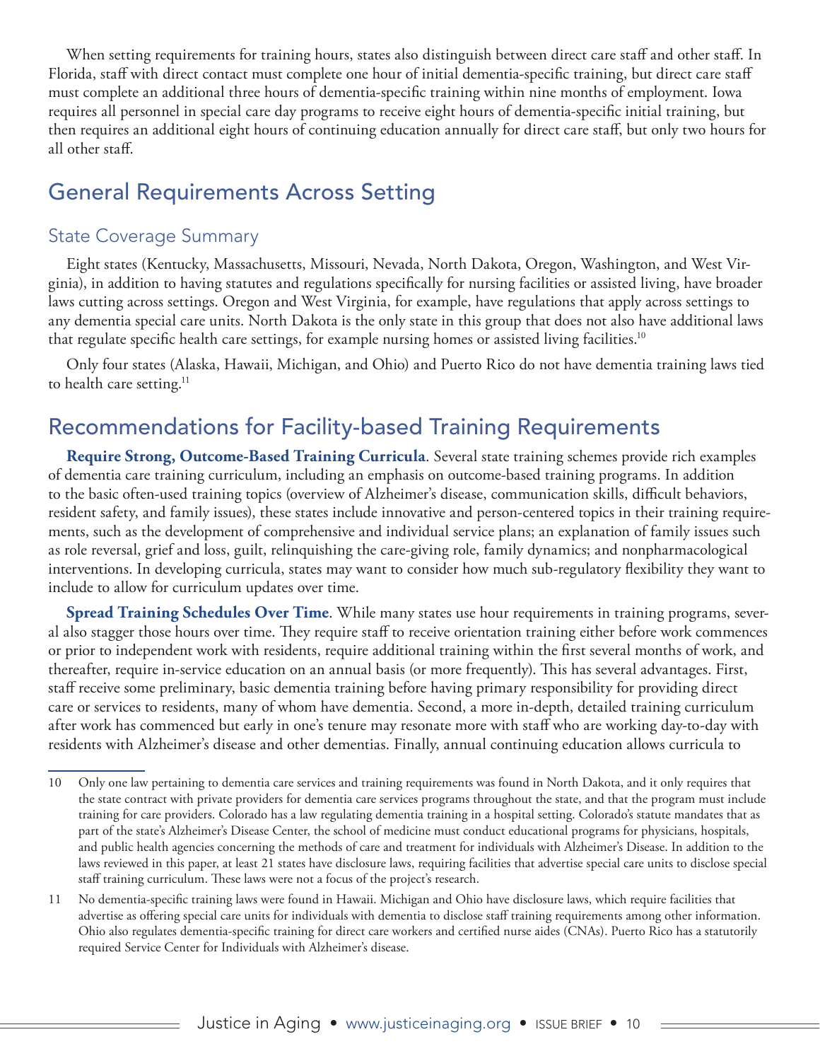When setting requirements for training hours, states also distinguish between direct care staff and other staff. In Florida, staff with direct contact must complete one hour of initial dementia-specific training, but direct care staff must complete an additional three hours of dementia-specific training within nine months of employment. Iowa requires all personnel in special care day programs to receive eight hours of dementia-specific initial training, but then requires an additional eight hours of continuing education annually for direct care staff, but only two hours for all other staff.

## General Requirements Across Setting

### State Coverage Summary

Eight states (Kentucky, Massachusetts, Missouri, Nevada, North Dakota, Oregon, Washington, and West Virginia), in addition to having statutes and regulations specifically for nursing facilities or assisted living, have broader laws cutting across settings. Oregon and West Virginia, for example, have regulations that apply across settings to any dementia special care units. North Dakota is the only state in this group that does not also have additional laws that regulate specific health care settings, for example nursing homes or assisted living facilities.[10]

Only four states (Alaska, Hawaii, Michigan, and Ohio) and Puerto Rico do not have dementia training laws tied to health care setting.[11]

## Recommendations for Facility-based Training Requirements

**Require Strong, Outcome-Based Training Curricula**. Several state training schemes provide rich examples of dementia care training curriculum, including an emphasis on outcome-based training programs. In addition to the basic often-used training topics (overview of Alzheimer's disease, communication skills, difficult behaviors, resident safety, and family issues), these states include innovative and person-centered topics in their training requirements, such as the development of comprehensive and individual service plans; an explanation of family issues such as role reversal, grief and loss, guilt, relinquishing the care-giving role, family dynamics; and nonpharmacological interventions. In developing curricula, states may want to consider how much sub-regulatory flexibility they want to include to allow for curriculum updates over time.

**Spread Training Schedules Over Time**. While many states use hour requirements in training programs, several also stagger those hours over time. They require staff to receive orientation training either before work commences or prior to independent work with residents, require additional training within the first several months of work, and thereafter, require in-service education on an annual basis (or more frequently). This has several advantages. First, staff receive some preliminary, basic dementia training before having primary responsibility for providing direct care or services to residents, many of whom have dementia. Second, a more in-depth, detailed training curriculum after work has commenced but early in one's tenure may resonate more with staff who are working day-to-day with residents with Alzheimer's disease and other dementias. Finally, annual continuing education allows curricula to

---

10 Only one law pertaining to dementia care services and training requirements was found in North Dakota, and it only requires that the state contract with private providers for dementia care services programs throughout the state, and that the program must include training for care providers. Colorado has a law regulating dementia training in a hospital setting. Colorado's statute mandates that as part of the state's Alzheimer's Disease Center, the school of medicine must conduct educational programs for physicians, hospitals, and public health agencies concerning the methods of care and treatment for individuals with Alzheimer's Disease. In addition to the laws reviewed in this paper, at least 21 states have disclosure laws, requiring facilities that advertise special care units to disclose special staff training curriculum. These laws were not a focus of the project's research.

11 No dementia-specific training laws were found in Hawaii. Michigan and Ohio have disclosure laws, which require facilities that advertise as offering special care units for individuals with dementia to disclose staff training requirements among other information. Ohio also regulates dementia-specific training for direct care workers and certified nurse aides (CNAs). Puerto Rico has a statutorily required Service Center for Individuals with Alzheimer's disease.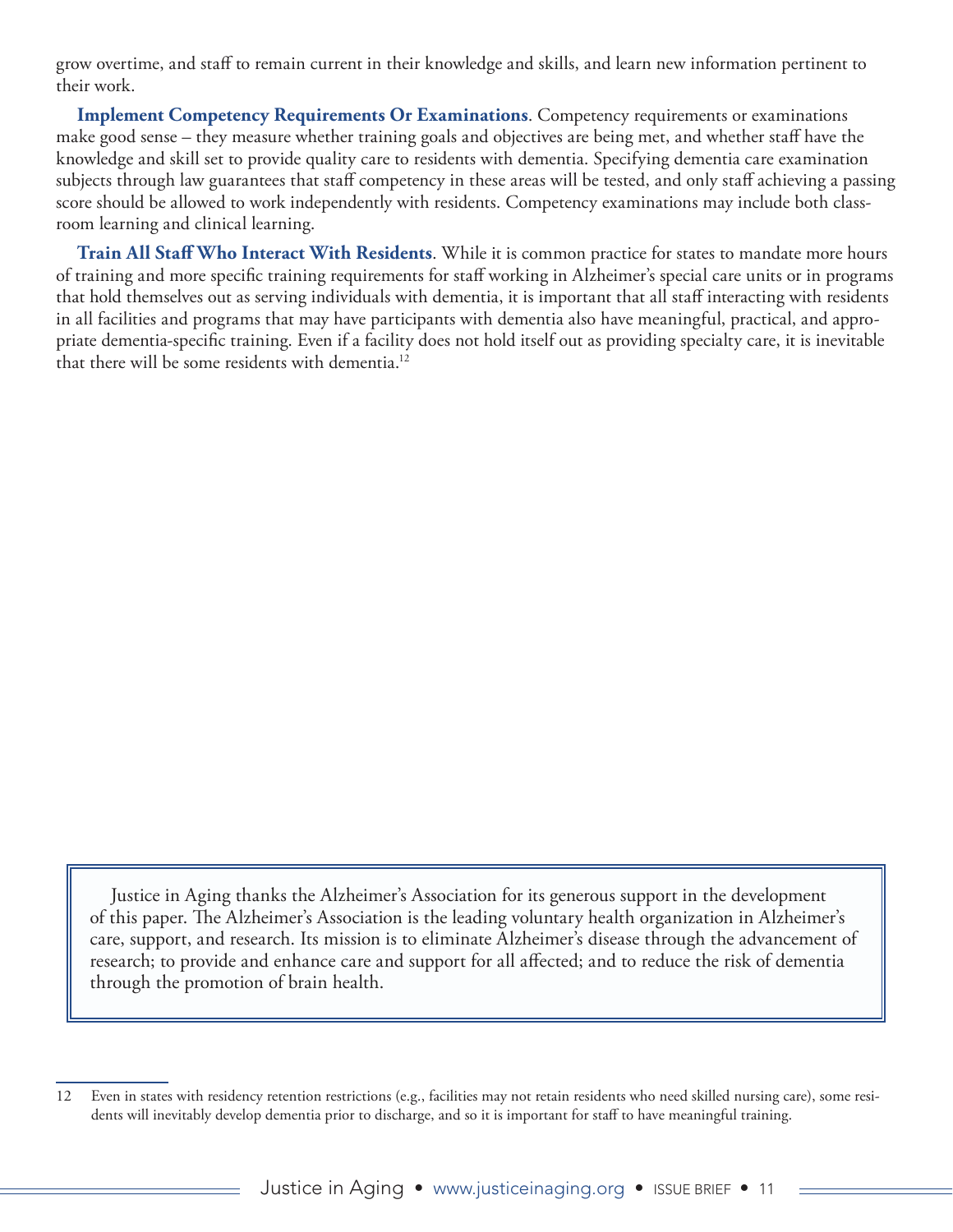grow overtime, and staff to remain current in their knowledge and skills, and learn new information pertinent to their work.

**Implement Competency Requirements Or Examinations**. Competency requirements or examinations make good sense – they measure whether training goals and objectives are being met, and whether staff have the knowledge and skill set to provide quality care to residents with dementia. Specifying dementia care examination subjects through law guarantees that staff competency in these areas will be tested, and only staff achieving a passing score should be allowed to work independently with residents. Competency examinations may include both classroom learning and clinical learning.

**Train All Staff Who Interact With Residents**. While it is common practice for states to mandate more hours of training and more specific training requirements for staff working in Alzheimer's special care units or in programs that hold themselves out as serving individuals with dementia, it is important that all staff interacting with residents in all facilities and programs that may have participants with dementia also have meaningful, practical, and appropriate dementia-specific training. Even if a facility does not hold itself out as providing specialty care, it is inevitable that there will be some residents with dementia.[12]

> Justice in Aging thanks the Alzheimer's Association for its generous support in the development of this paper. The Alzheimer's Association is the leading voluntary health organization in Alzheimer's care, support, and research. Its mission is to eliminate Alzheimer's disease through the advancement of research; to provide and enhance care and support for all affected; and to reduce the risk of dementia through the promotion of brain health.

---

12 Even in states with residency retention restrictions (e.g., facilities may not retain residents who need skilled nursing care), some residents will inevitably develop dementia prior to discharge, and so it is important for staff to have meaningful training.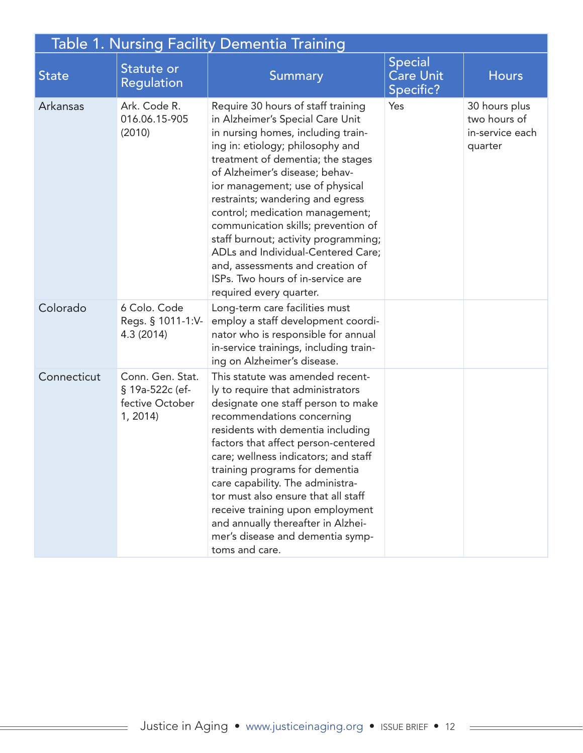## Table 1. Nursing Facility Dementia Training

| State | Statute or Regulation | Summary | Special Care Unit Specific? | Hours |
|---|---|---|---|---|
| Arkansas | Ark. Code R. 016.06.15-905 (2010) | Require 30 hours of staff training in Alzheimer's Special Care Unit in nursing homes, including training in: etiology; philosophy and treatment of dementia; the stages of Alzheimer's disease; behavior management; use of physical restraints; wandering and egress control; medication management; communication skills; prevention of staff burnout; activity programming; ADLs and Individual-Centered Care; and, assessments and creation of ISPs. Two hours of in-service are required every quarter. | Yes | 30 hours plus two hours of in-service each quarter |
| Colorado | 6 Colo. Code Regs. § 1011-1:V-4.3 (2014) | Long-term care facilities must employ a staff development coordinator who is responsible for annual in-service trainings, including training on Alzheimer's disease. | | |
| Connecticut | Conn. Gen. Stat. § 19a-522c (effective October 1, 2014) | This statute was amended recently to require that administrators designate one staff person to make recommendations concerning residents with dementia including factors that affect person-centered care; wellness indicators; and staff training programs for dementia care capability. The administrator must also ensure that all staff receive training upon employment and annually thereafter in Alzheimer's disease and dementia symptoms and care. | | |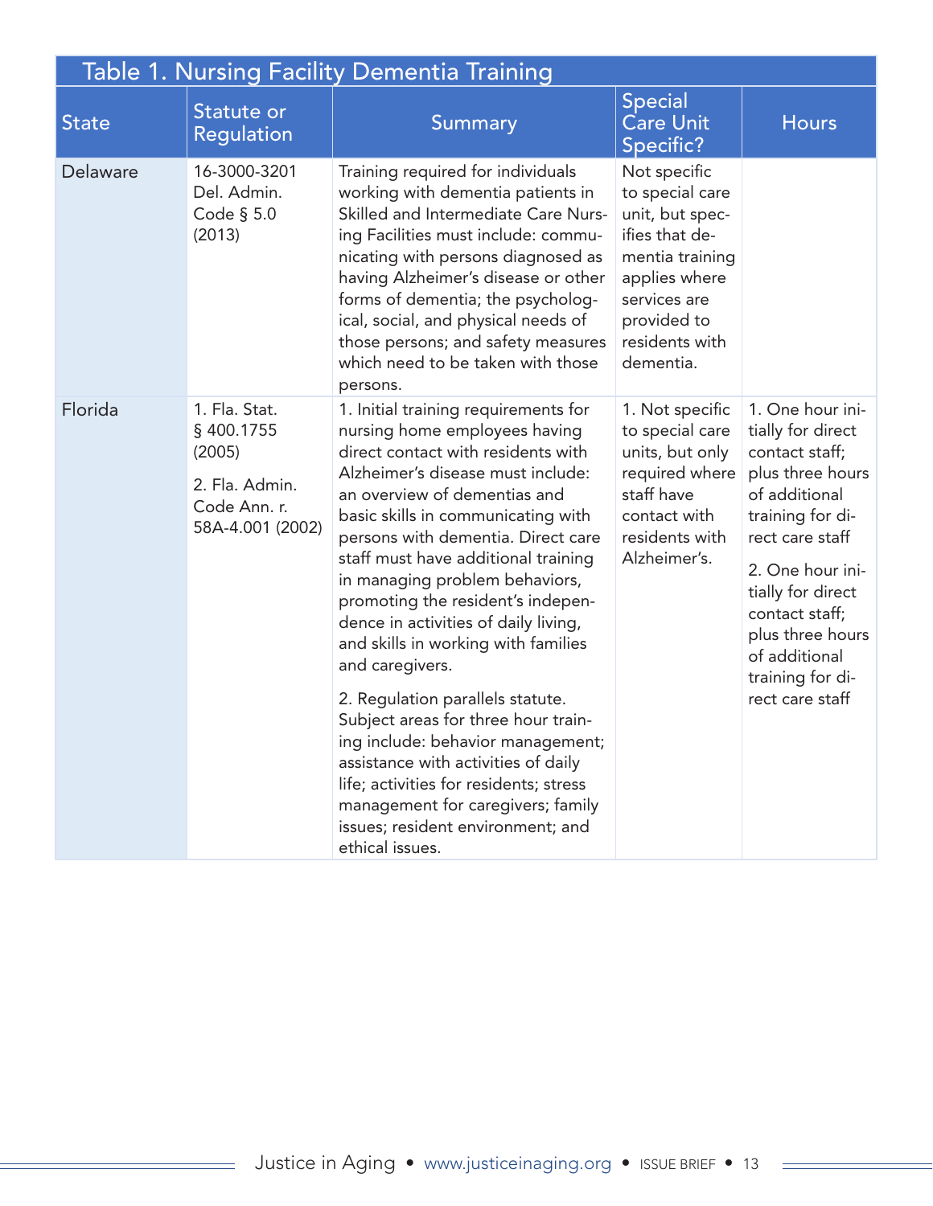## Table 1. Nursing Facility Dementia Training

| State | Statute or Regulation | Summary | Special Care Unit Specific? | Hours |
|---|---|---|---|---|
| Delaware | 16-3000-3201 Del. Admin. Code § 5.0 (2013) | Training required for individuals working with dementia patients in Skilled and Intermediate Care Nursing Facilities must include: communicating with persons diagnosed as having Alzheimer's disease or other forms of dementia; the psychological, social, and physical needs of those persons; and safety measures which need to be taken with those persons. | Not specific to special care unit, but specifies that dementia training applies where services are provided to residents with dementia. | |
| Florida | 1. Fla. Stat. § 400.1755 (2005)<br><br>2. Fla. Admin. Code Ann. r. 58A-4.001 (2002) | 1. Initial training requirements for nursing home employees having direct contact with residents with Alzheimer's disease must include: an overview of dementias and basic skills in communicating with persons with dementia. Direct care staff must have additional training in managing problem behaviors, promoting the resident's independence in activities of daily living, and skills in working with families and caregivers.<br><br>2. Regulation parallels statute. Subject areas for three hour training include: behavior management; assistance with activities of daily life; activities for residents; stress management for caregivers; family issues; resident environment; and ethical issues. | 1. Not specific to special care units, but only required where staff have contact with residents with Alzheimer's. | 1. One hour initially for direct contact staff; plus three hours of additional training for direct care staff<br><br>2. One hour initially for direct contact staff; plus three hours of additional training for direct care staff |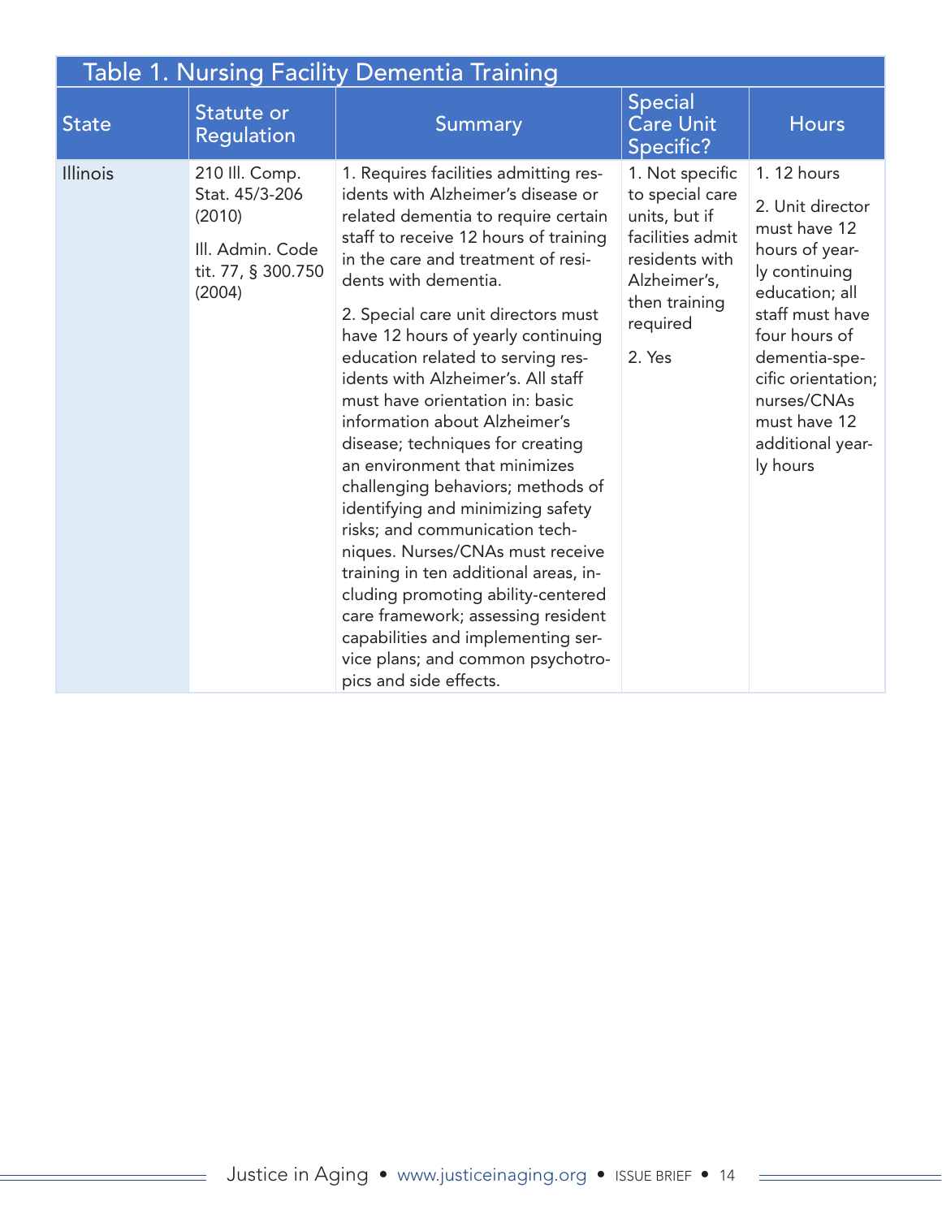Table 1. Nursing Facility Dementia Training

| State | Statute or Regulation | Summary | Special Care Unit Specific? | Hours |
|---|---|---|---|---|
| Illinois | 210 Ill. Comp. Stat. 45/3-206 (2010)<br><br>Ill. Admin. Code tit. 77, § 300.750 (2004) | 1. Requires facilities admitting residents with Alzheimer's disease or related dementia to require certain staff to receive 12 hours of training in the care and treatment of residents with dementia.<br><br>2. Special care unit directors must have 12 hours of yearly continuing education related to serving residents with Alzheimer's. All staff must have orientation in: basic information about Alzheimer's disease; techniques for creating an environment that minimizes challenging behaviors; methods of identifying and minimizing safety risks; and communication techniques. Nurses/CNAs must receive training in ten additional areas, including promoting ability-centered care framework; assessing resident capabilities and implementing service plans; and common psychotropics and side effects. | 1. Not specific to special care units, but if facilities admit residents with Alzheimer's, then training required<br><br>2. Yes | 1. 12 hours<br><br>2. Unit director must have 12 hours of yearly continuing education; all staff must have four hours of dementia-specific orientation; nurses/CNAs must have 12 additional yearly hours |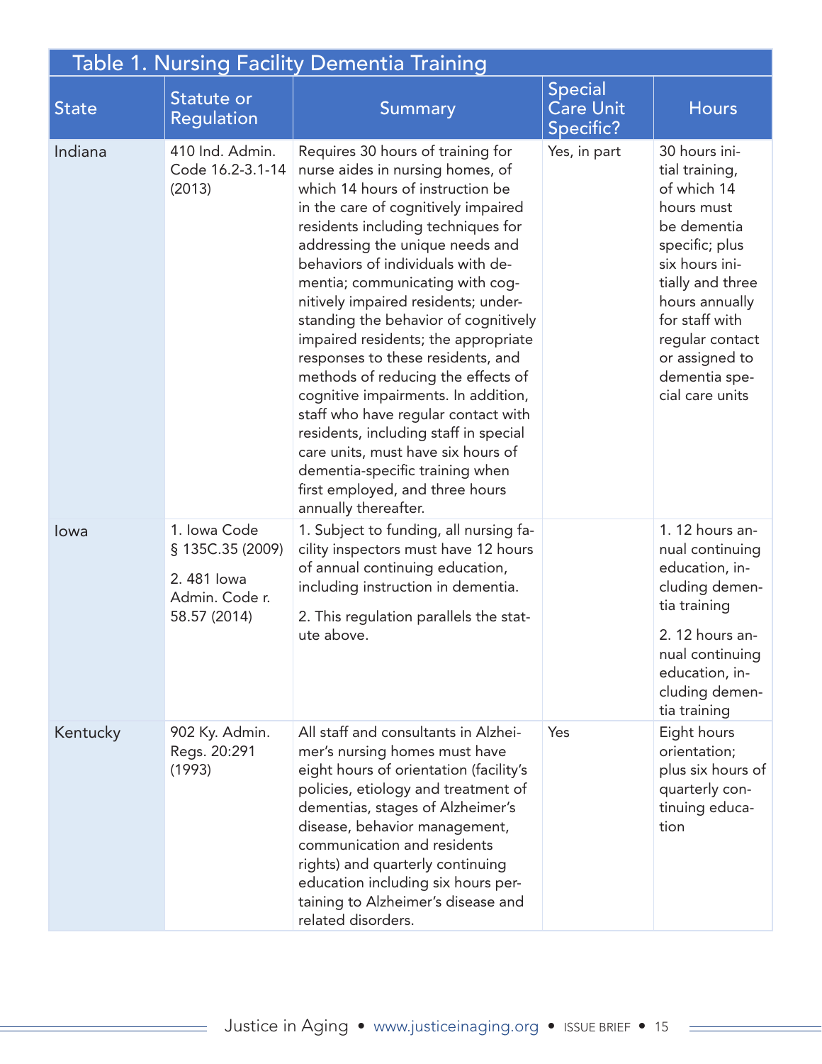## Table 1. Nursing Facility Dementia Training

| State | Statute or Regulation | Summary | Special Care Unit Specific? | Hours |
|---|---|---|---|---|
| Indiana | 410 Ind. Admin. Code 16.2-3.1-14 (2013) | Requires 30 hours of training for nurse aides in nursing homes, of which 14 hours of instruction be in the care of cognitively impaired residents including techniques for addressing the unique needs and behaviors of individuals with dementia; communicating with cognitively impaired residents; understanding the behavior of cognitively impaired residents; the appropriate responses to these residents, and methods of reducing the effects of cognitive impairments. In addition, staff who have regular contact with residents, including staff in special care units, must have six hours of dementia-specific training when first employed, and three hours annually thereafter. | Yes, in part | 30 hours initial training, of which 14 hours must be dementia specific; plus six hours initially and three hours annually for staff with regular contact or assigned to dementia special care units |
| Iowa | 1. Iowa Code § 135C.35 (2009)<br>2. 481 Iowa Admin. Code r. 58.57 (2014) | 1. Subject to funding, all nursing facility inspectors must have 12 hours of annual continuing education, including instruction in dementia.<br>2. This regulation parallels the statute above. | | 1. 12 hours annual continuing education, including dementia training<br>2. 12 hours annual continuing education, including dementia training |
| Kentucky | 902 Ky. Admin. Regs. 20:291 (1993) | All staff and consultants in Alzheimer's nursing homes must have eight hours of orientation (facility's policies, etiology and treatment of dementias, stages of Alzheimer's disease, behavior management, communication and residents rights) and quarterly continuing education including six hours pertaining to Alzheimer's disease and related disorders. | Yes | Eight hours orientation; plus six hours of quarterly continuing education |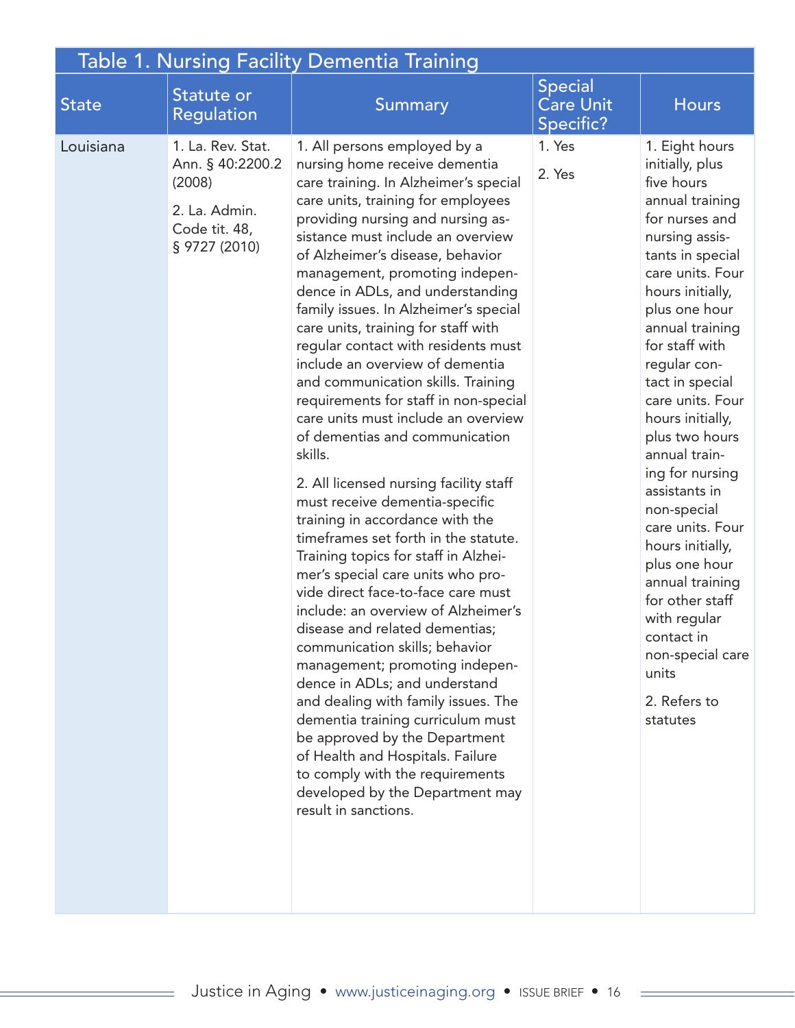**Table 1. Nursing Facility Dementia Training**

| State | Statute or Regulation | Summary | Special Care Unit Specific? | Hours |
|---|---|---|---|---|
| Louisiana | 1. La. Rev. Stat. Ann. § 40:2200.2 (2008)<br><br>2. La. Admin. Code tit. 48, § 9727 (2010) | 1. All persons employed by a nursing home receive dementia care training. In Alzheimer's special care units, training for employees providing nursing and nursing assistance must include an overview of Alzheimer's disease, behavior management, promoting independence in ADLs, and understanding family issues. In Alzheimer's special care units, training for staff with regular contact with residents must include an overview of dementia and communication skills. Training requirements for staff in non-special care units must include an overview of dementias and communication skills.<br><br>2. All licensed nursing facility staff must receive dementia-specific training in accordance with the timeframes set forth in the statute. Training topics for staff in Alzheimer's special care units who provide direct face-to-face care must include: an overview of Alzheimer's disease and related dementias; communication skills; behavior management; promoting independence in ADLs; and understand and dealing with family issues. The dementia training curriculum must be approved by the Department of Health and Hospitals. Failure to comply with the requirements developed by the Department may result in sanctions. | 1. Yes<br><br>2. Yes | 1. Eight hours initially, plus five hours annual training for nurses and nursing assistants in special care units. Four hours initially, plus one hour annual training for staff with regular contact in special care units. Four hours initially, plus two hours annual training for nursing assistants in non-special care units. Four hours initially, plus one hour annual training for other staff with regular contact in non-special care units<br><br>2. Refers to statutes |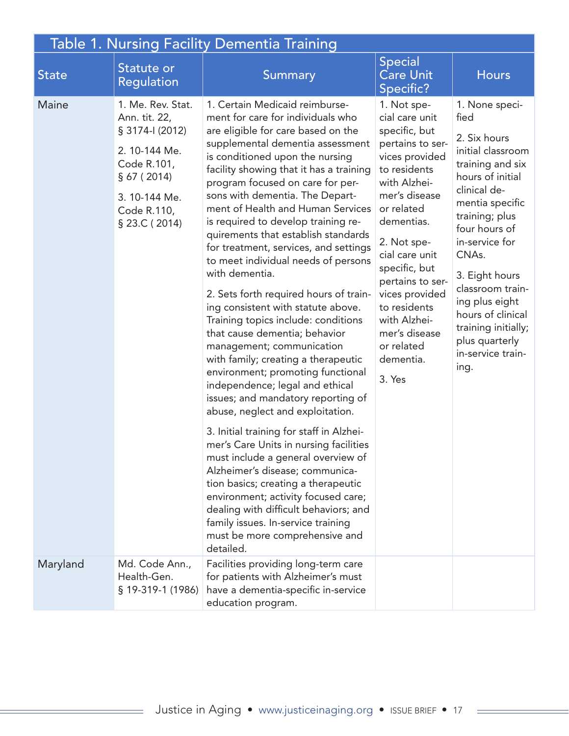## Table 1. Nursing Facility Dementia Training

| State | Statute or Regulation | Summary | Special Care Unit Specific? | Hours |
|---|---|---|---|---|
| Maine | 1. Me. Rev. Stat. Ann. tit. 22, § 3174-I (2012)<br><br>2. 10-144 Me. Code R.101, § 67 ( 2014)<br><br>3. 10-144 Me. Code R.110, § 23.C ( 2014) | 1. Certain Medicaid reimbursement for care for individuals who are eligible for care based on the supplemental dementia assessment is conditioned upon the nursing facility showing that it has a training program focused on care for persons with dementia. The Department of Health and Human Services is required to develop training requirements that establish standards for treatment, services, and settings to meet individual needs of persons with dementia.<br><br>2. Sets forth required hours of training consistent with statute above. Training topics include: conditions that cause dementia; behavior management; communication with family; creating a therapeutic environment; promoting functional independence; legal and ethical issues; and mandatory reporting of abuse, neglect and exploitation.<br><br>3. Initial training for staff in Alzheimer's Care Units in nursing facilities must include a general overview of Alzheimer's disease; communication basics; creating a therapeutic environment; activity focused care; dealing with difficult behaviors; and family issues. In-service training must be more comprehensive and detailed. | 1. Not special care unit specific, but pertains to services provided to residents with Alzheimer's disease or related dementias.<br><br>2. Not special care unit specific, but pertains to services provided to residents with Alzheimer's disease or related dementia.<br><br>3. Yes | 1. None specified<br><br>2. Six hours initial classroom training and six hours of initial clinical dementia specific training; plus four hours of in-service for CNAs.<br><br>3. Eight hours classroom training plus eight hours of clinical training initially; plus quarterly in-service training. |
| Maryland | Md. Code Ann., Health-Gen. § 19-319-1 (1986) | Facilities providing long-term care for patients with Alzheimer's must have a dementia-specific in-service education program. | | |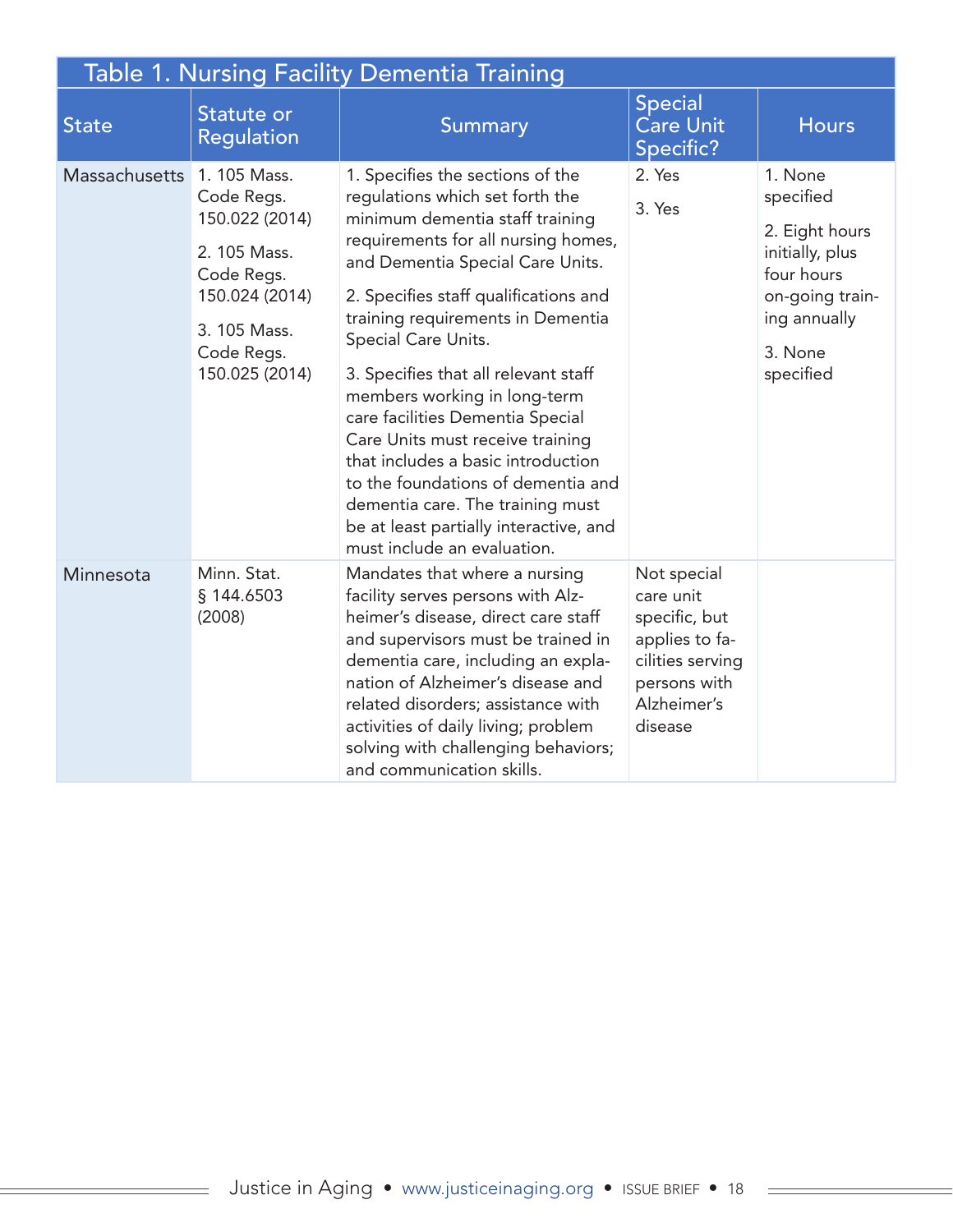## Table 1. Nursing Facility Dementia Training

| State | Statute or Regulation | Summary | Special Care Unit Specific? | Hours |
|---|---|---|---|---|
| Massachusetts | 1. 105 Mass. Code Regs. 150.022 (2014)<br><br>2. 105 Mass. Code Regs. 150.024 (2014)<br><br>3. 105 Mass. Code Regs. 150.025 (2014) | 1. Specifies the sections of the regulations which set forth the minimum dementia staff training requirements for all nursing homes, and Dementia Special Care Units.<br><br>2. Specifies staff qualifications and training requirements in Dementia Special Care Units.<br><br>3. Specifies that all relevant staff members working in long-term care facilities Dementia Special Care Units must receive training that includes a basic introduction to the foundations of dementia and dementia care. The training must be at least partially interactive, and must include an evaluation. | 2. Yes<br><br>3. Yes | 1. None specified<br><br>2. Eight hours initially, plus four hours on-going training annually<br><br>3. None specified |
| Minnesota | Minn. Stat. § 144.6503 (2008) | Mandates that where a nursing facility serves persons with Alzheimer's disease, direct care staff and supervisors must be trained in dementia care, including an explanation of Alzheimer's disease and related disorders; assistance with activities of daily living; problem solving with challenging behaviors; and communication skills. | Not special care unit specific, but applies to facilities serving persons with Alzheimer's disease | |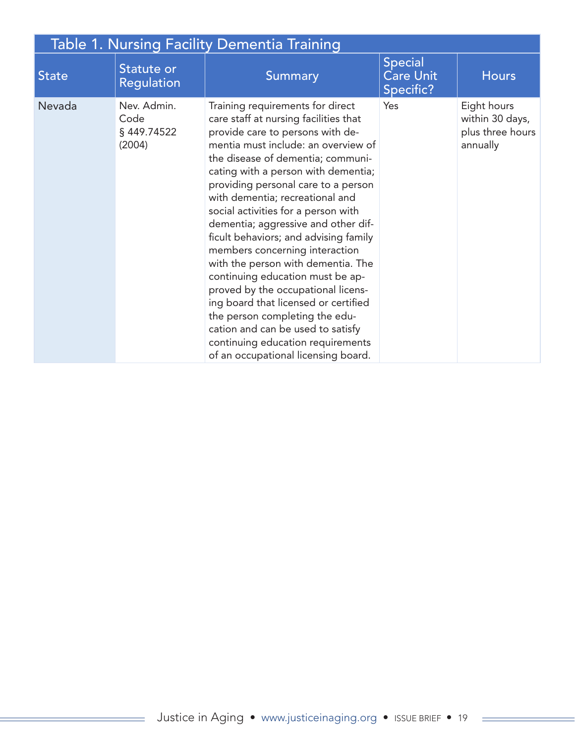| Table 1. Nursing Facility Dementia Training | | | | |
|---|---|---|---|---|
| State | Statute or Regulation | Summary | Special Care Unit Specific? | Hours |
| Nevada | Nev. Admin. Code § 449.74522 (2004) | Training requirements for direct care staff at nursing facilities that provide care to persons with dementia must include: an overview of the disease of dementia; communicating with a person with dementia; providing personal care to a person with dementia; recreational and social activities for a person with dementia; aggressive and other difficult behaviors; and advising family members concerning interaction with the person with dementia. The continuing education must be approved by the occupational licensing board that licensed or certified the person completing the education and can be used to satisfy continuing education requirements of an occupational licensing board. | Yes | Eight hours within 30 days, plus three hours annually |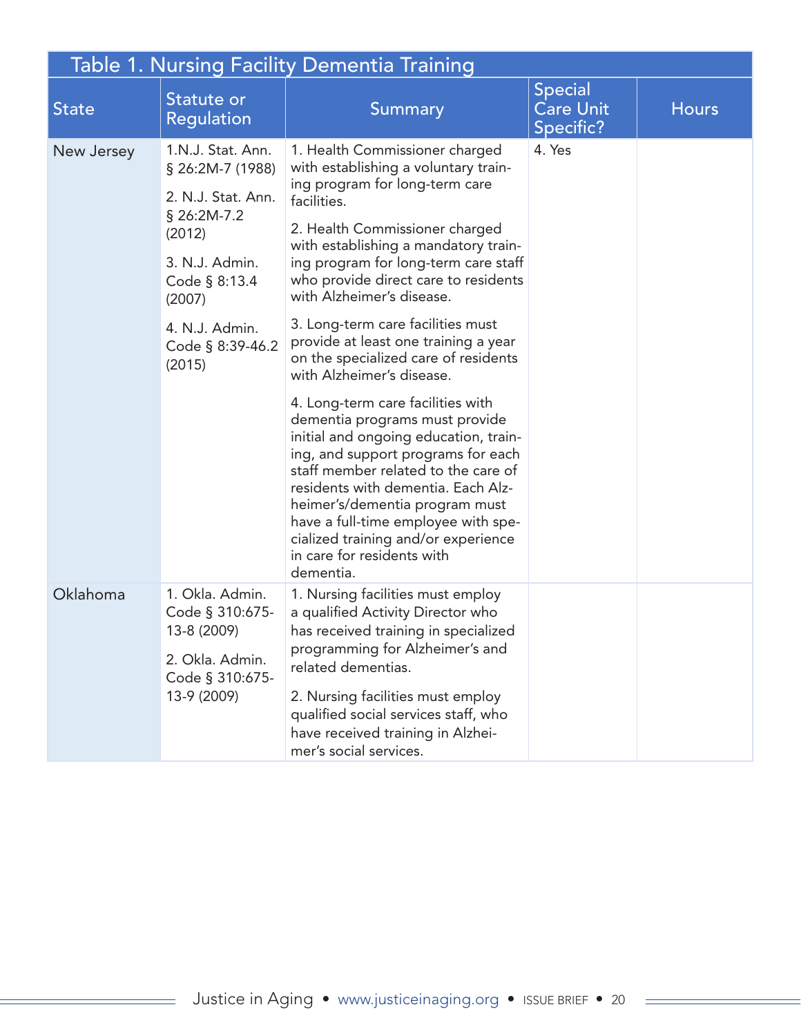| Table 1. Nursing Facility Dementia Training | | | | |
|---|---|---|---|---|
| **State** | **Statute or Regulation** | **Summary** | **Special Care Unit Specific?** | **Hours** |
| New Jersey | 1.N.J. Stat. Ann. § 26:2M-7 (1988)<br><br>2. N.J. Stat. Ann. § 26:2M-7.2 (2012)<br><br>3. N.J. Admin. Code § 8:13.4 (2007)<br><br>4. N.J. Admin. Code § 8:39-46.2 (2015) | 1. Health Commissioner charged with establishing a voluntary training program for long-term care facilities.<br><br>2. Health Commissioner charged with establishing a mandatory training program for long-term care staff who provide direct care to residents with Alzheimer's disease.<br><br>3. Long-term care facilities must provide at least one training a year on the specialized care of residents with Alzheimer's disease.<br><br>4. Long-term care facilities with dementia programs must provide initial and ongoing education, training, and support programs for each staff member related to the care of residents with dementia. Each Alzheimer's/dementia program must have a full-time employee with specialized training and/or experience in care for residents with dementia. | 4. Yes | |
| Oklahoma | 1. Okla. Admin. Code § 310:675-13-8 (2009)<br><br>2. Okla. Admin. Code § 310:675-13-9 (2009) | 1. Nursing facilities must employ a qualified Activity Director who has received training in specialized programming for Alzheimer's and related dementias.<br><br>2. Nursing facilities must employ qualified social services staff, who have received training in Alzheimer's social services. | | |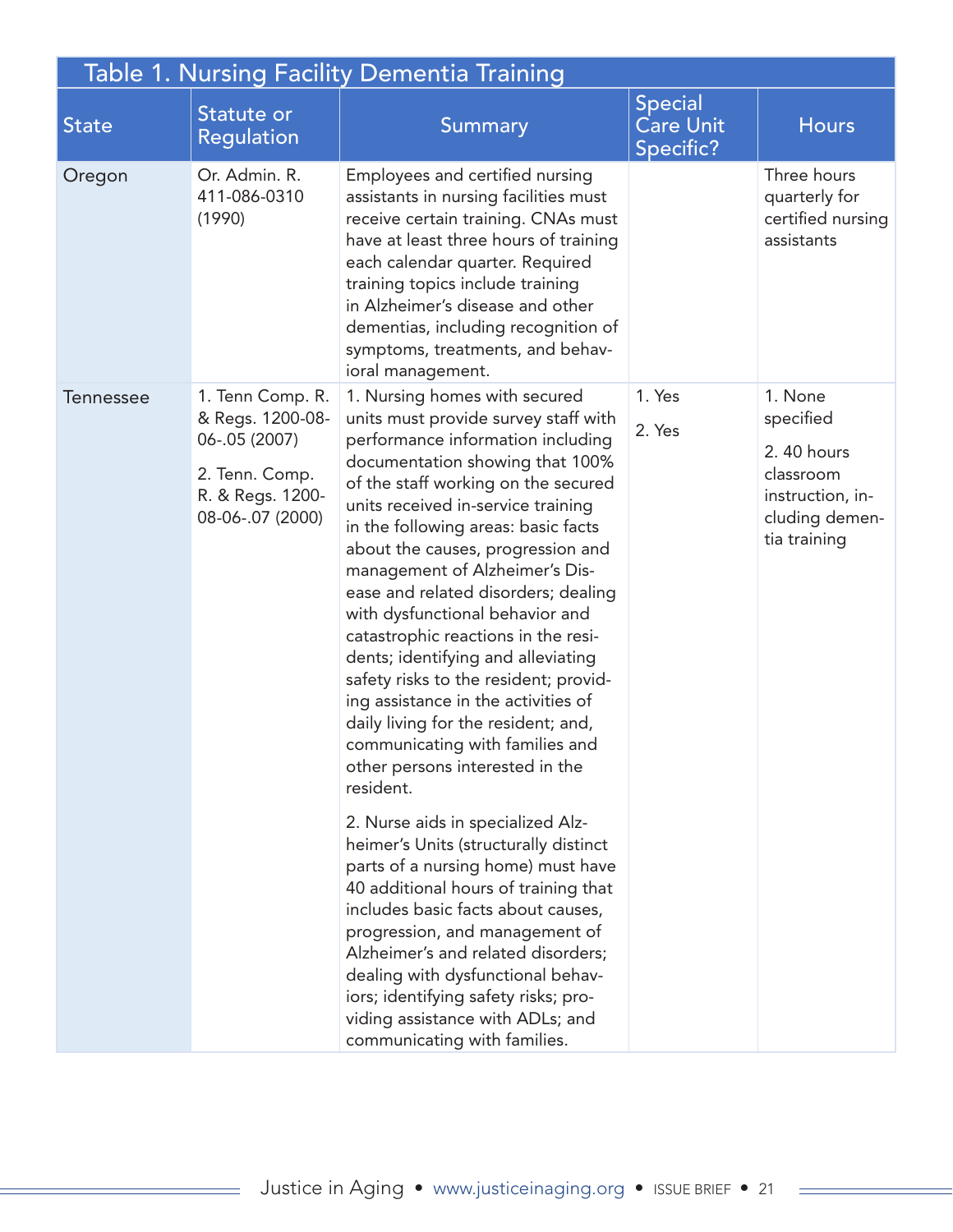## Table 1. Nursing Facility Dementia Training

| State | Statute or Regulation | Summary | Special Care Unit Specific? | Hours |
|---|---|---|---|---|
| Oregon | Or. Admin. R. 411-086-0310 (1990) | Employees and certified nursing assistants in nursing facilities must receive certain training. CNAs must have at least three hours of training each calendar quarter. Required training topics include training in Alzheimer's disease and other dementias, including recognition of symptoms, treatments, and behavioral management. | | Three hours quarterly for certified nursing assistants |
| Tennessee | 1. Tenn Comp. R. & Regs. 1200-08-06-.05 (2007)<br><br>2. Tenn. Comp. R. & Regs. 1200-08-06-.07 (2000) | 1. Nursing homes with secured units must provide survey staff with performance information including documentation showing that 100% of the staff working on the secured units received in-service training in the following areas: basic facts about the causes, progression and management of Alzheimer's Disease and related disorders; dealing with dysfunctional behavior and catastrophic reactions in the residents; identifying and alleviating safety risks to the resident; providing assistance in the activities of daily living for the resident; and, communicating with families and other persons interested in the resident.<br><br>2. Nurse aids in specialized Alzheimer's Units (structurally distinct parts of a nursing home) must have 40 additional hours of training that includes basic facts about causes, progression, and management of Alzheimer's and related disorders; dealing with dysfunctional behaviors; identifying safety risks; providing assistance with ADLs; and communicating with families. | 1. Yes<br><br>2. Yes | 1. None specified<br><br>2. 40 hours classroom instruction, including dementia training |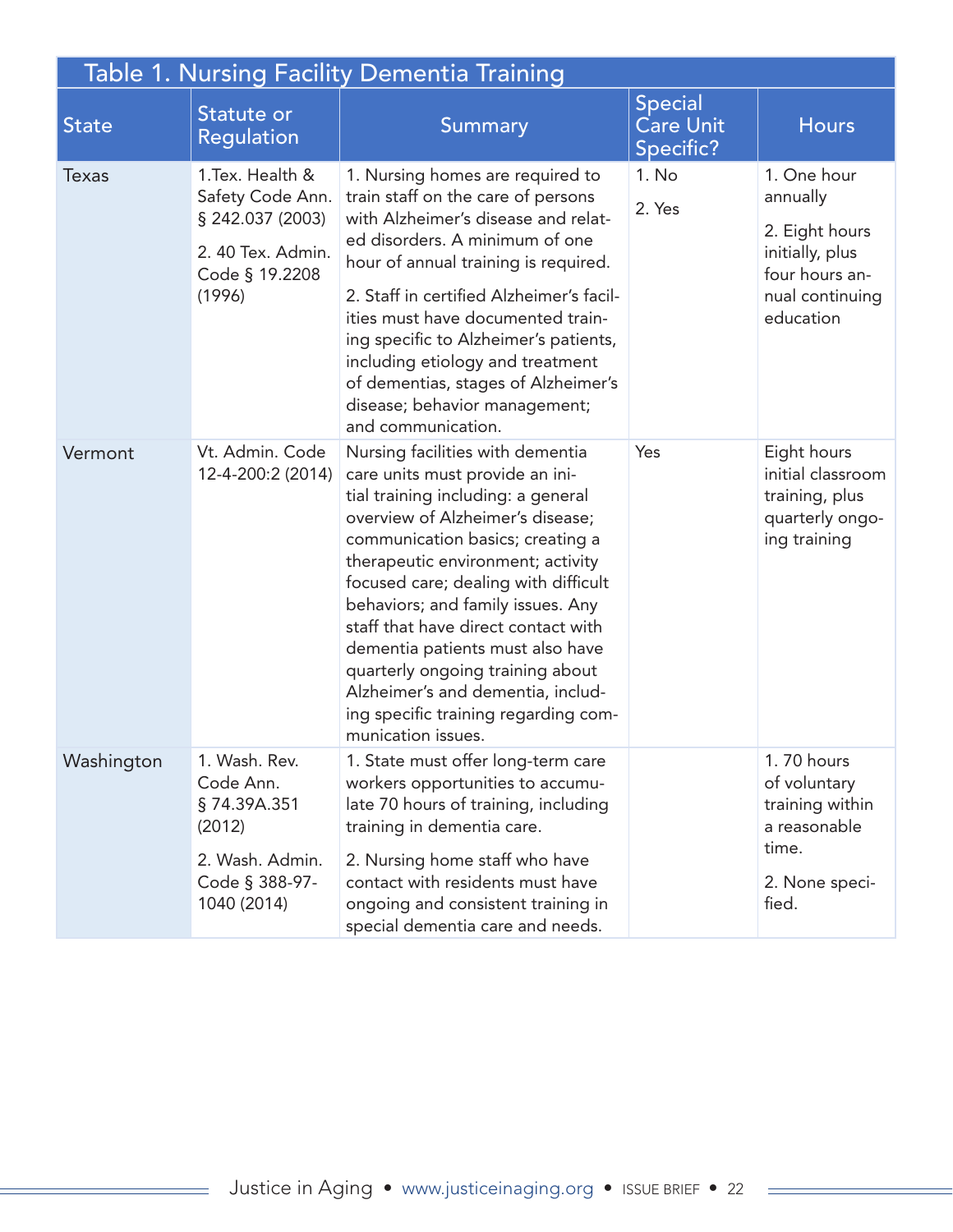## Table 1. Nursing Facility Dementia Training

| State | Statute or Regulation | Summary | Special Care Unit Specific? | Hours |
|---|---|---|---|---|
| Texas | 1.Tex. Health & Safety Code Ann. § 242.037 (2003)<br><br>2. 40 Tex. Admin. Code § 19.2208 (1996) | 1. Nursing homes are required to train staff on the care of persons with Alzheimer's disease and related disorders. A minimum of one hour of annual training is required.<br><br>2. Staff in certified Alzheimer's facilities must have documented training specific to Alzheimer's patients, including etiology and treatment of dementias, stages of Alzheimer's disease; behavior management; and communication. | 1. No<br><br>2. Yes | 1. One hour annually<br><br>2. Eight hours initially, plus four hours annual continuing education |
| Vermont | Vt. Admin. Code 12-4-200:2 (2014) | Nursing facilities with dementia care units must provide an initial training including: a general overview of Alzheimer's disease; communication basics; creating a therapeutic environment; activity focused care; dealing with difficult behaviors; and family issues. Any staff that have direct contact with dementia patients must also have quarterly ongoing training about Alzheimer's and dementia, including specific training regarding communication issues. | Yes | Eight hours initial classroom training, plus quarterly ongoing training |
| Washington | 1. Wash. Rev. Code Ann. § 74.39A.351 (2012)<br><br>2. Wash. Admin. Code § 388-97-1040 (2014) | 1. State must offer long-term care workers opportunities to accumulate 70 hours of training, including training in dementia care.<br><br>2. Nursing home staff who have contact with residents must have ongoing and consistent training in special dementia care and needs. | | 1. 70 hours of voluntary training within a reasonable time.<br><br>2. None specified. |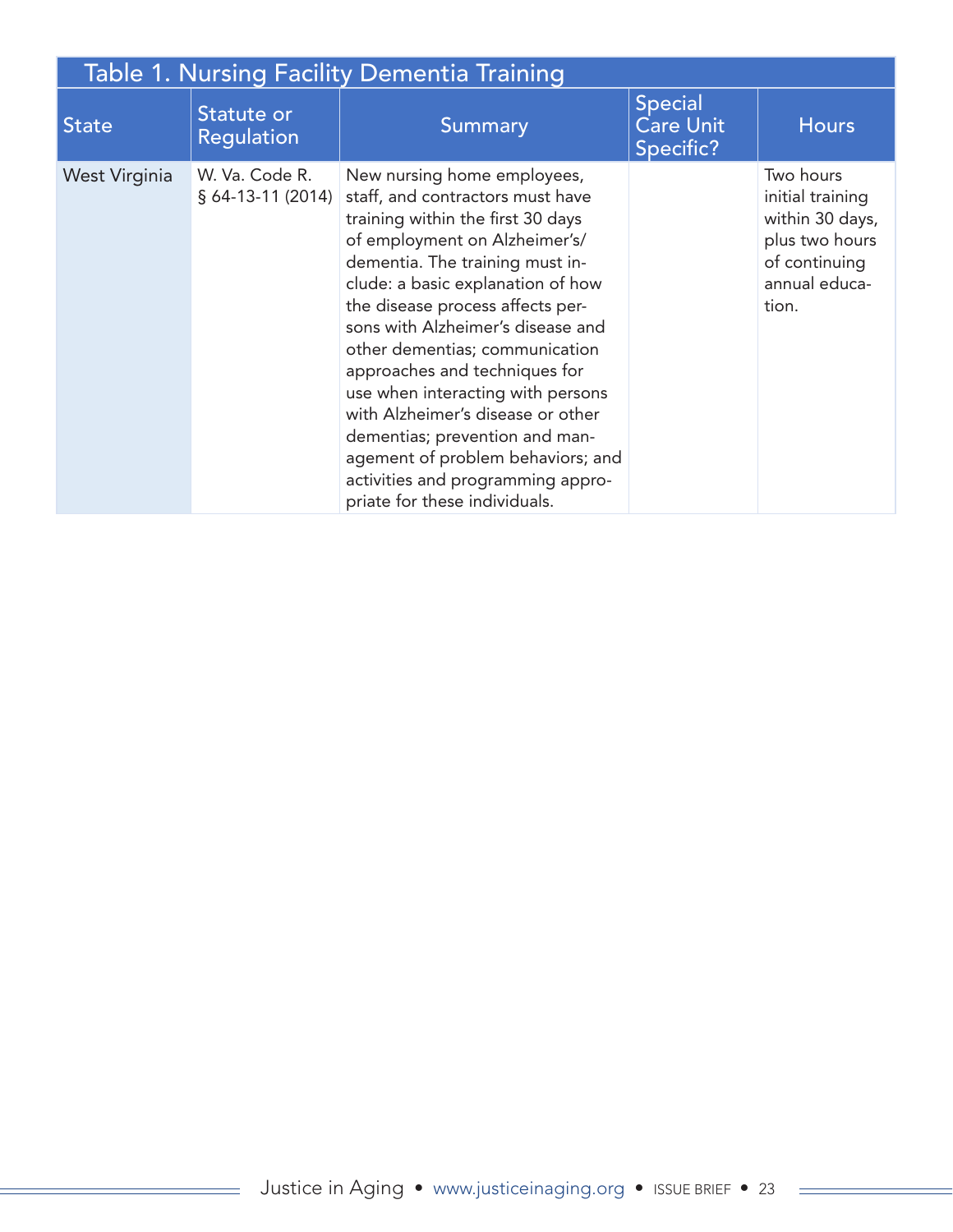Table 1. Nursing Facility Dementia Training

| State | Statute or Regulation | Summary | Special Care Unit Specific? | Hours |
|---|---|---|---|---|
| West Virginia | W. Va. Code R. § 64-13-11 (2014) | New nursing home employees, staff, and contractors must have training within the first 30 days of employment on Alzheimer's/dementia. The training must include: a basic explanation of how the disease process affects persons with Alzheimer's disease and other dementias; communication approaches and techniques for use when interacting with persons with Alzheimer's disease or other dementias; prevention and management of problem behaviors; and activities and programming appropriate for these individuals. | | Two hours initial training within 30 days, plus two hours of continuing annual education. |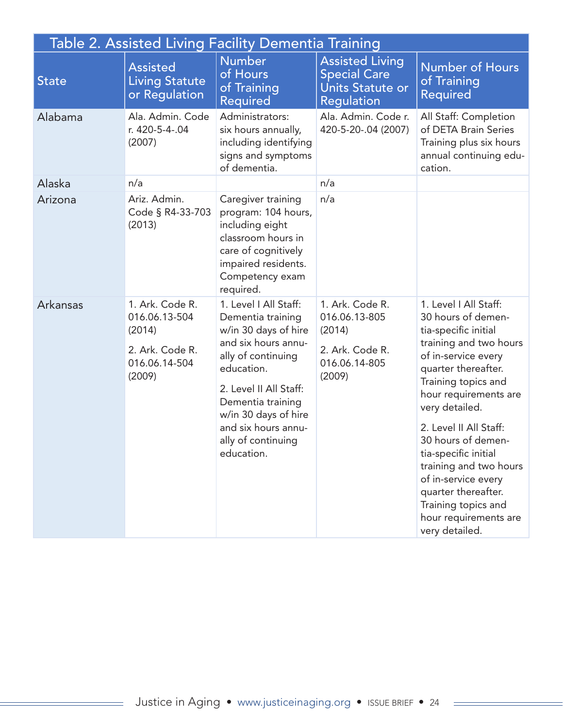Table 2. Assisted Living Facility Dementia Training

| State | Assisted Living Statute or Regulation | Number of Hours of Training Required | Assisted Living Special Care Units Statute or Regulation | Number of Hours of Training Required |
|---|---|---|---|---|
| Alabama | Ala. Admin. Code r. 420-5-4-.04 (2007) | Administrators: six hours annually, including identifying signs and symptoms of dementia. | Ala. Admin. Code r. 420-5-20-.04 (2007) | All Staff: Completion of DETA Brain Series Training plus six hours annual continuing education. |
| Alaska | n/a | | n/a | |
| Arizona | Ariz. Admin. Code § R4-33-703 (2013) | Caregiver training program: 104 hours, including eight classroom hours in care of cognitively impaired residents. Competency exam required. | n/a | |
| Arkansas | 1. Ark. Code R. 016.06.13-504 (2014)<br><br>2. Ark. Code R. 016.06.14-504 (2009) | 1. Level I All Staff: Dementia training w/in 30 days of hire and six hours annually of continuing education.<br><br>2. Level II All Staff: Dementia training w/in 30 days of hire and six hours annually of continuing education. | 1. Ark. Code R. 016.06.13-805 (2014)<br><br>2. Ark. Code R. 016.06.14-805 (2009) | 1. Level I All Staff: 30 hours of dementia-specific initial training and two hours of in-service every quarter thereafter. Training topics and hour requirements are very detailed.<br><br>2. Level II All Staff: 30 hours of dementia-specific initial training and two hours of in-service every quarter thereafter. Training topics and hour requirements are very detailed. |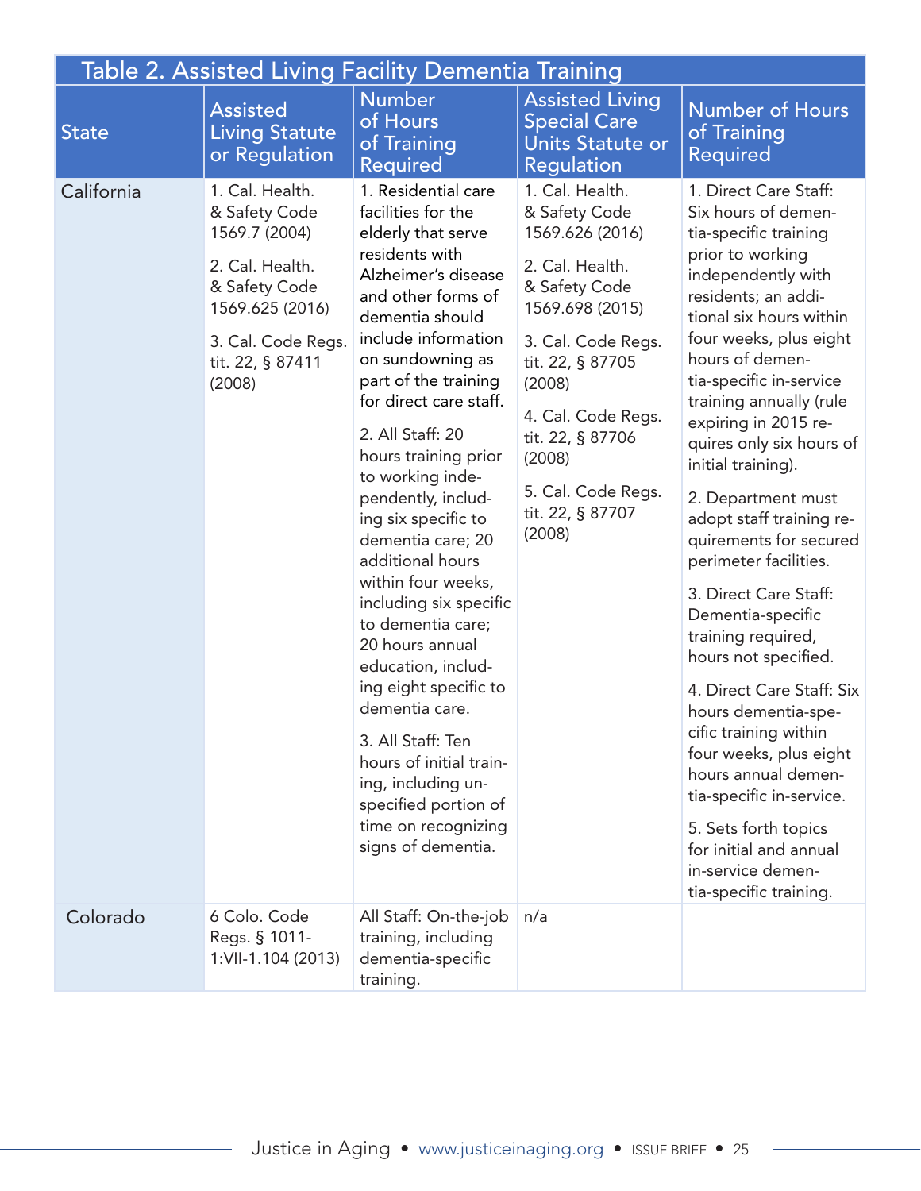Table 2. Assisted Living Facility Dementia Training

| State | Assisted Living Statute or Regulation | Number of Hours of Training Required | Assisted Living Special Care Units Statute or Regulation | Number of Hours of Training Required |
|---|---|---|---|---|
| California | 1. Cal. Health. & Safety Code 1569.7 (2004)<br><br>2. Cal. Health. & Safety Code 1569.625 (2016)<br><br>3. Cal. Code Regs. tit. 22, § 87411 (2008) | 1. Residential care facilities for the elderly that serve residents with Alzheimer's disease and other forms of dementia should include information on sundowning as part of the training for direct care staff.<br><br>2. All Staff: 20 hours training prior to working independently, including six specific to dementia care; 20 additional hours within four weeks, including six specific to dementia care; 20 hours annual education, including eight specific to dementia care.<br><br>3. All Staff: Ten hours of initial training, including unspecified portion of time on recognizing signs of dementia. | 1. Cal. Health. & Safety Code 1569.626 (2016)<br><br>2. Cal. Health. & Safety Code 1569.698 (2015)<br><br>3. Cal. Code Regs. tit. 22, § 87705 (2008)<br><br>4. Cal. Code Regs. tit. 22, § 87706 (2008)<br><br>5. Cal. Code Regs. tit. 22, § 87707 (2008) | 1. Direct Care Staff: Six hours of dementia-specific training prior to working independently with residents; an additional six hours within four weeks, plus eight hours of dementia-specific in-service training annually (rule expiring in 2015 requires only six hours of initial training).<br><br>2. Department must adopt staff training requirements for secured perimeter facilities.<br><br>3. Direct Care Staff: Dementia-specific training required, hours not specified.<br><br>4. Direct Care Staff: Six hours dementia-specific training within four weeks, plus eight hours annual dementia-specific in-service.<br><br>5. Sets forth topics for initial and annual in-service dementia-specific training. |
| Colorado | 6 Colo. Code Regs. § 1011-1:VII-1.104 (2013) | All Staff: On-the-job training, including dementia-specific training. | n/a | |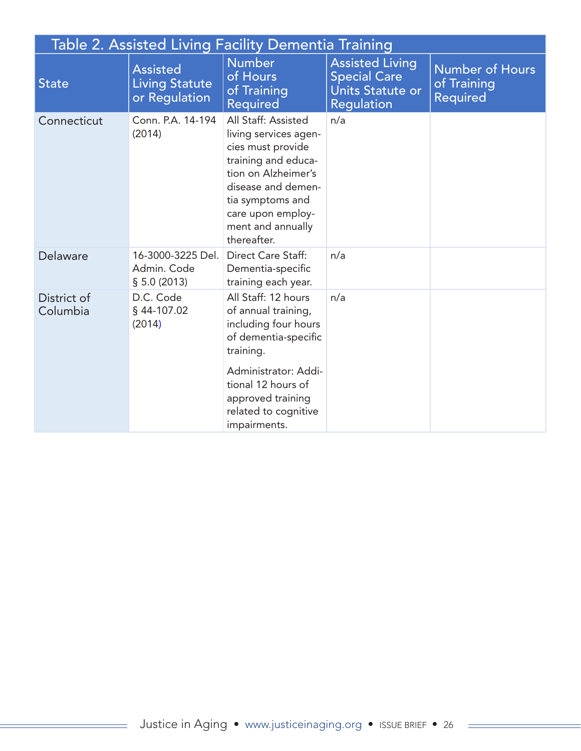Table 2. Assisted Living Facility Dementia Training

| State | Assisted Living Statute or Regulation | Number of Hours of Training Required | Assisted Living Special Care Units Statute or Regulation | Number of Hours of Training Required |
|---|---|---|---|---|
| Connecticut | Conn. P.A. 14-194 (2014) | All Staff: Assisted living services agencies must provide training and education on Alzheimer's disease and dementia symptoms and care upon employment and annually thereafter. | n/a | |
| Delaware | 16-3000-3225 Del. Admin. Code § 5.0 (2013) | Direct Care Staff: Dementia-specific training each year. | n/a | |
| District of Columbia | D.C. Code § 44-107.02 (2014) | All Staff: 12 hours of annual training, including four hours of dementia-specific training.<br><br>Administrator: Additional 12 hours of approved training related to cognitive impairments. | n/a | |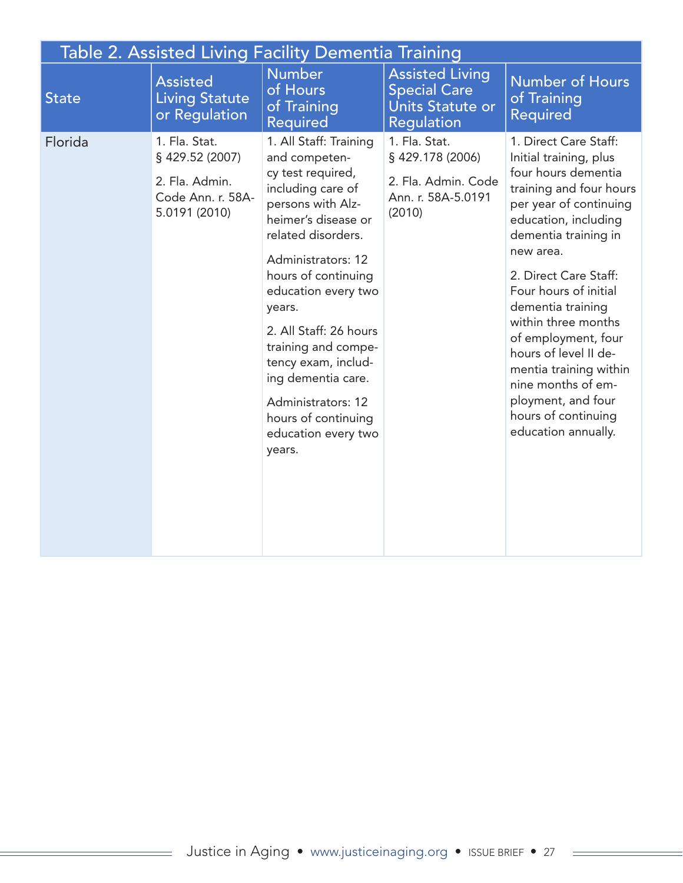| Table 2. Assisted Living Facility Dementia Training | | | | |
|---|---|---|---|---|
| State | Assisted Living Statute or Regulation | Number of Hours of Training Required | Assisted Living Special Care Units Statute or Regulation | Number of Hours of Training Required |
| Florida | 1. Fla. Stat. § 429.52 (2007)<br><br>2. Fla. Admin. Code Ann. r. 58A-5.0191 (2010) | 1. All Staff: Training and competency test required, including care of persons with Alzheimer's disease or related disorders.<br><br>Administrators: 12 hours of continuing education every two years.<br><br>2. All Staff: 26 hours training and competency exam, including dementia care.<br><br>Administrators: 12 hours of continuing education every two years. | 1. Fla. Stat. § 429.178 (2006)<br><br>2. Fla. Admin. Code Ann. r. 58A-5.0191 (2010) | 1. Direct Care Staff: Initial training, plus four hours dementia training and four hours per year of continuing education, including dementia training in new area.<br><br>2. Direct Care Staff: Four hours of initial dementia training within three months of employment, four hours of level II dementia training within nine months of employment, and four hours of continuing education annually. |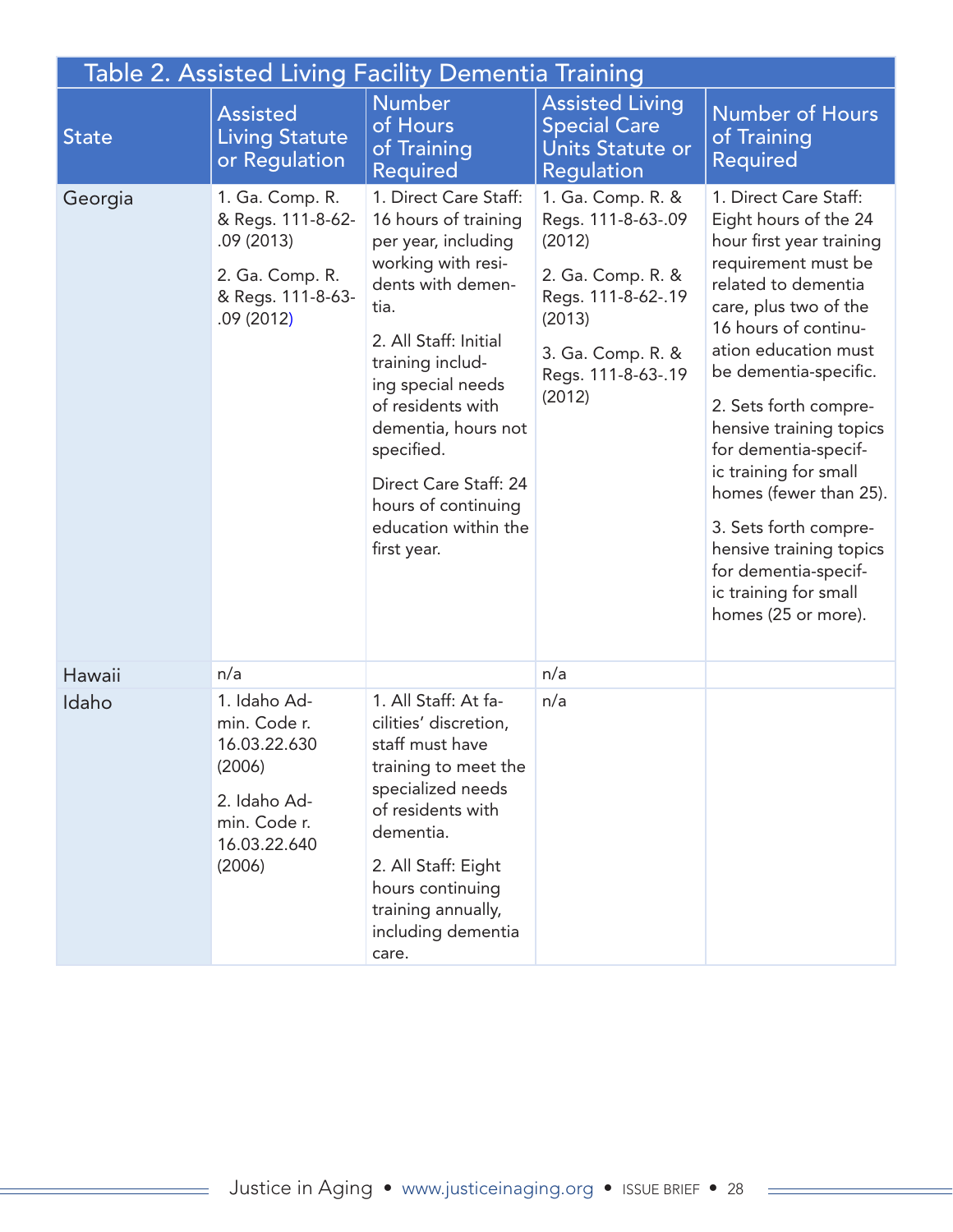**Table 2. Assisted Living Facility Dementia Training**

| State | Assisted Living Statute or Regulation | Number of Hours of Training Required | Assisted Living Special Care Units Statute or Regulation | Number of Hours of Training Required |
|---|---|---|---|---|
| Georgia | 1. Ga. Comp. R. & Regs. 111-8-62-.09 (2013)<br><br>2. Ga. Comp. R. & Regs. 111-8-63-.09 (2012) | 1. Direct Care Staff: 16 hours of training per year, including working with residents with dementia.<br><br>2. All Staff: Initial training including special needs of residents with dementia, hours not specified.<br><br>Direct Care Staff: 24 hours of continuing education within the first year. | 1. Ga. Comp. R. & Regs. 111-8-63-.09 (2012)<br><br>2. Ga. Comp. R. & Regs. 111-8-62-.19 (2013)<br><br>3. Ga. Comp. R. & Regs. 111-8-63-.19 (2012) | 1. Direct Care Staff: Eight hours of the 24 hour first year training requirement must be related to dementia care, plus two of the 16 hours of continuation education must be dementia-specific.<br><br>2. Sets forth comprehensive training topics for dementia-specific training for small homes (fewer than 25).<br><br>3. Sets forth comprehensive training topics for dementia-specific training for small homes (25 or more). |
| Hawaii | n/a | | n/a | |
| Idaho | 1. Idaho Admin. Code r. 16.03.22.630 (2006)<br><br>2. Idaho Admin. Code r. 16.03.22.640 (2006) | 1. All Staff: At facilities' discretion, staff must have training to meet the specialized needs of residents with dementia.<br><br>2. All Staff: Eight hours continuing training annually, including dementia care. | n/a | |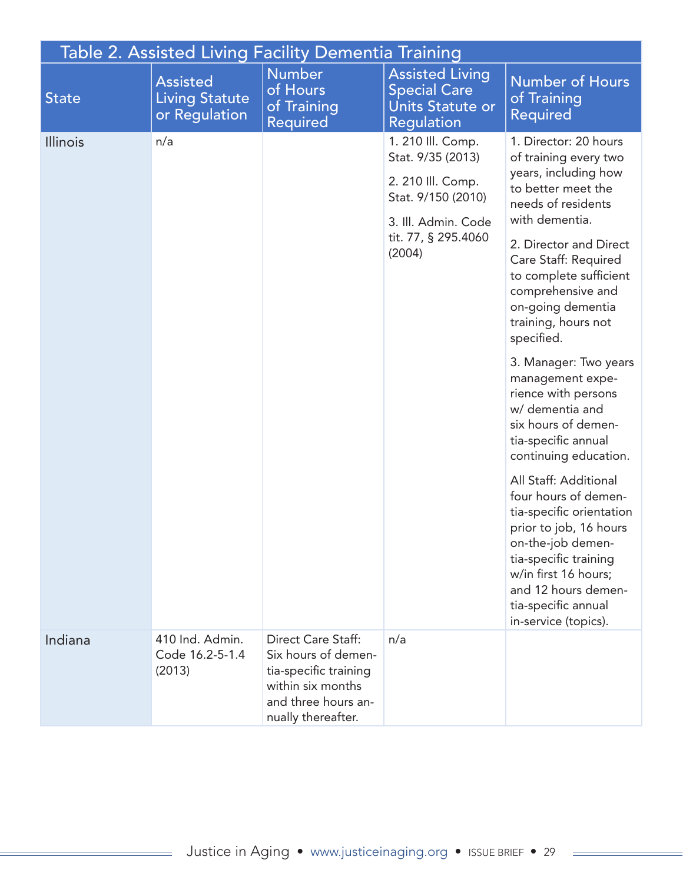| Table 2. Assisted Living Facility Dementia Training | | | | |
|---|---|---|---|---|
| State | Assisted Living Statute or Regulation | Number of Hours of Training Required | Assisted Living Special Care Units Statute or Regulation | Number of Hours of Training Required |
| Illinois | n/a | | 1. 210 Ill. Comp. Stat. 9/35 (2013)<br><br>2. 210 Ill. Comp. Stat. 9/150 (2010)<br><br>3. Ill. Admin. Code tit. 77, § 295.4060 (2004) | 1. Director: 20 hours of training every two years, including how to better meet the needs of residents with dementia.<br><br>2. Director and Direct Care Staff: Required to complete sufficient comprehensive and on-going dementia training, hours not specified.<br><br>3. Manager: Two years management experience with persons w/ dementia and six hours of dementia-specific annual continuing education.<br><br>All Staff: Additional four hours of dementia-specific orientation prior to job, 16 hours on-the-job dementia-specific training w/in first 16 hours; and 12 hours dementia-specific annual in-service (topics). |
| Indiana | 410 Ind. Admin. Code 16.2-5-1.4 (2013) | Direct Care Staff: Six hours of dementia-specific training within six months and three hours annually thereafter. | n/a | |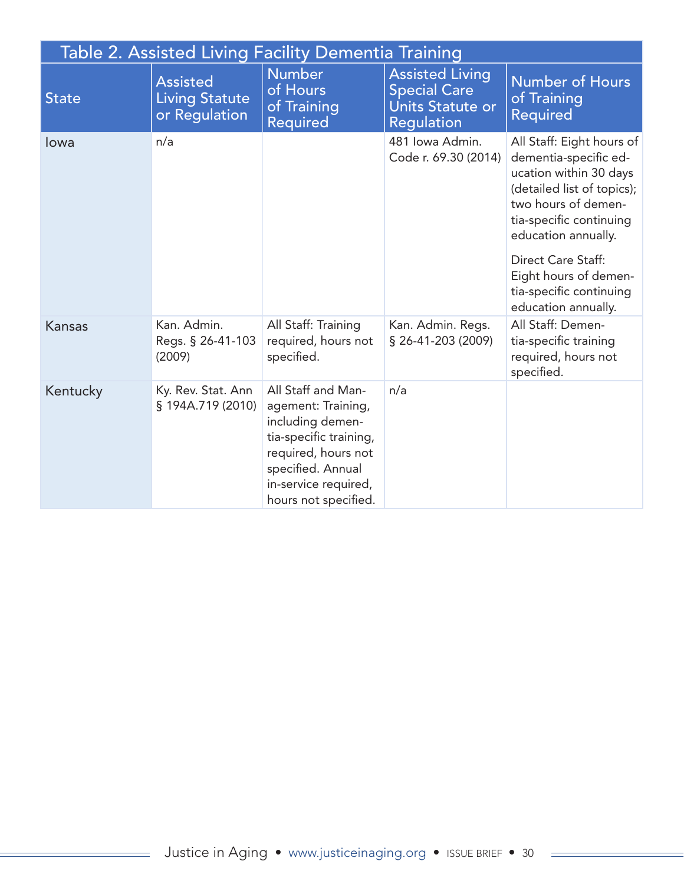| Table 2. Assisted Living Facility Dementia Training | | | | |
|---|---|---|---|---|
| State | Assisted Living Statute or Regulation | Number of Hours of Training Required | Assisted Living Special Care Units Statute or Regulation | Number of Hours of Training Required |
| Iowa | n/a | | 481 Iowa Admin. Code r. 69.30 (2014) | All Staff: Eight hours of dementia-specific education within 30 days (detailed list of topics); two hours of dementia-specific continuing education annually.<br><br>Direct Care Staff: Eight hours of dementia-specific continuing education annually. |
| Kansas | Kan. Admin. Regs. § 26-41-103 (2009) | All Staff: Training required, hours not specified. | Kan. Admin. Regs. § 26-41-203 (2009) | All Staff: Dementia-specific training required, hours not specified. |
| Kentucky | Ky. Rev. Stat. Ann § 194A.719 (2010) | All Staff and Management: Training, including dementia-specific training, required, hours not specified. Annual in-service required, hours not specified. | n/a | |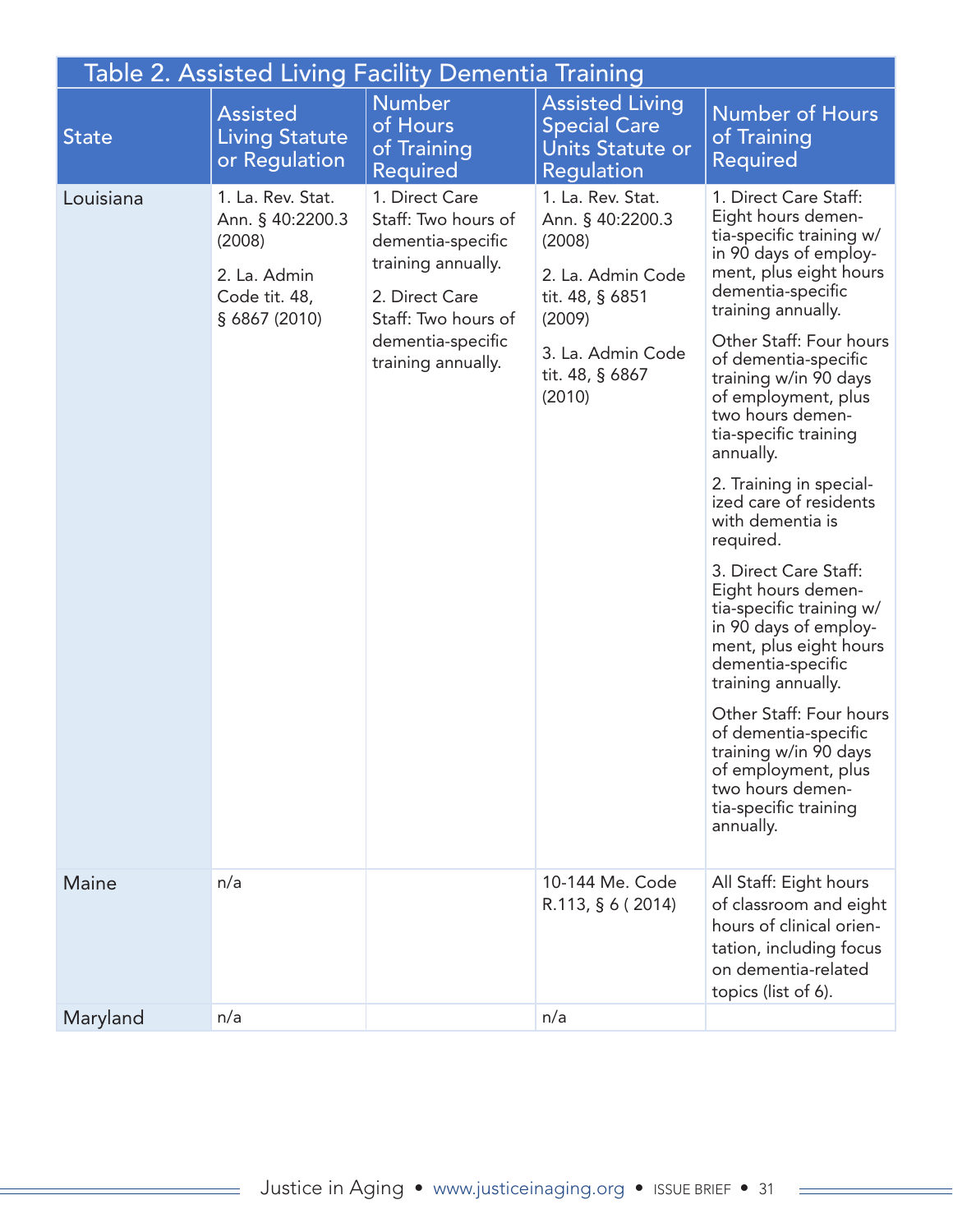### Table 2. Assisted Living Facility Dementia Training

| State | Assisted Living Statute or Regulation | Number of Hours of Training Required | Assisted Living Special Care Units Statute or Regulation | Number of Hours of Training Required |
|---|---|---|---|---|
| Louisiana | 1. La. Rev. Stat. Ann. § 40:2200.3 (2008)<br><br>2. La. Admin Code tit. 48, § 6867 (2010) | 1. Direct Care Staff: Two hours of dementia-specific training annually.<br><br>2. Direct Care Staff: Two hours of dementia-specific training annually. | 1. La. Rev. Stat. Ann. § 40:2200.3 (2008)<br><br>2. La. Admin Code tit. 48, § 6851 (2009)<br><br>3. La. Admin Code tit. 48, § 6867 (2010) | 1. Direct Care Staff: Eight hours dementia-specific training w/in 90 days of employment, plus eight hours dementia-specific training annually.<br><br>Other Staff: Four hours of dementia-specific training w/in 90 days of employment, plus two hours dementia-specific training annually.<br><br>2. Training in specialized care of residents with dementia is required.<br><br>3. Direct Care Staff: Eight hours dementia-specific training w/in 90 days of employment, plus eight hours dementia-specific training annually.<br><br>Other Staff: Four hours of dementia-specific training w/in 90 days of employment, plus two hours dementia-specific training annually. |
| Maine | n/a | | 10-144 Me. Code R.113, § 6 ( 2014) | All Staff: Eight hours of classroom and eight hours of clinical orientation, including focus on dementia-related topics (list of 6). |
| Maryland | n/a | | n/a | |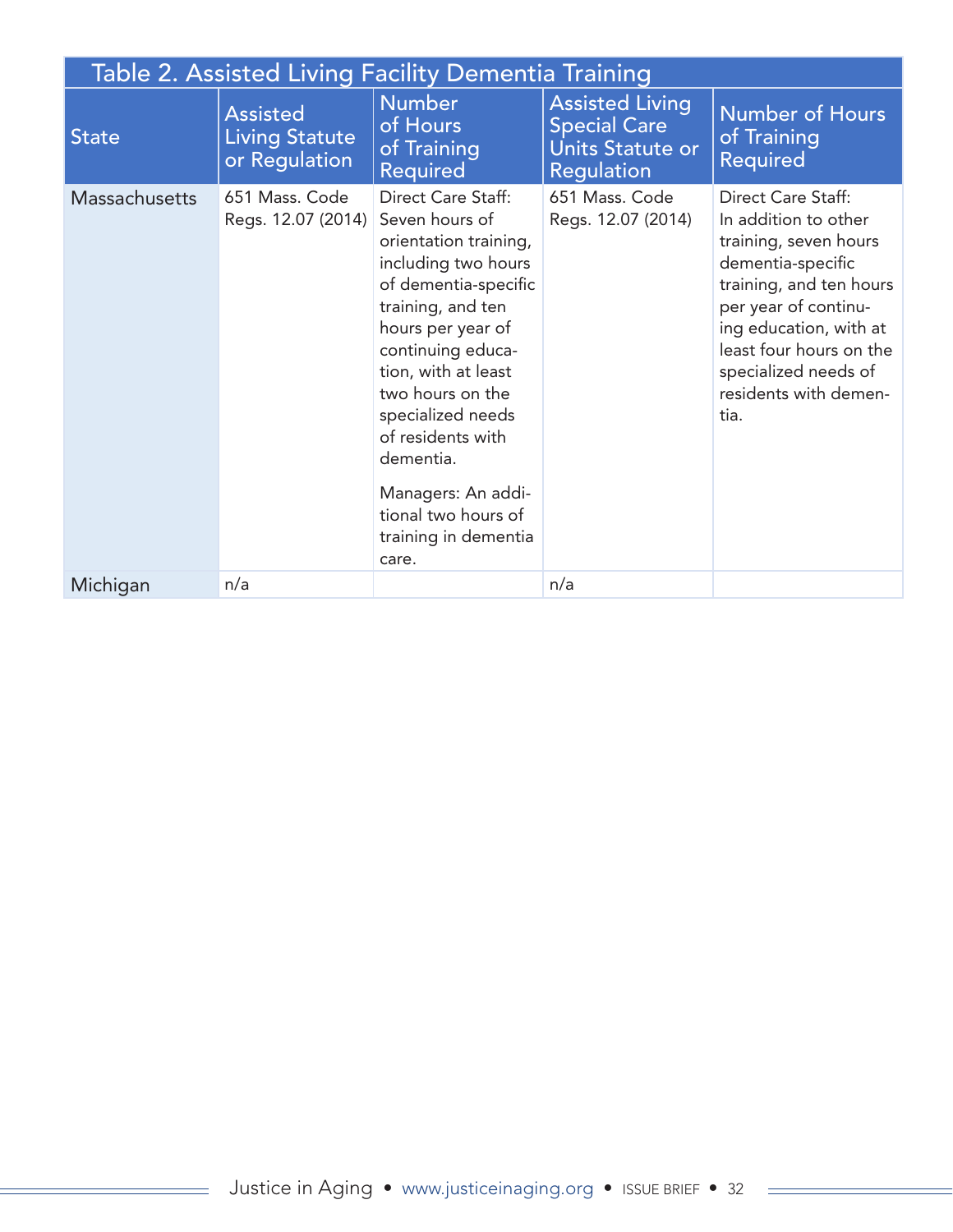Table 2. Assisted Living Facility Dementia Training

| State | Assisted Living Statute or Regulation | Number of Hours of Training Required | Assisted Living Special Care Units Statute or Regulation | Number of Hours of Training Required |
|---|---|---|---|---|
| Massachusetts | 651 Mass. Code Regs. 12.07 (2014) | Direct Care Staff: Seven hours of orientation training, including two hours of dementia-specific training, and ten hours per year of continuing education, with at least two hours on the specialized needs of residents with dementia.<br><br>Managers: An additional two hours of training in dementia care. | 651 Mass. Code Regs. 12.07 (2014) | Direct Care Staff: In addition to other training, seven hours dementia-specific training, and ten hours per year of continuing education, with at least four hours on the specialized needs of residents with dementia. |
| Michigan | n/a | | n/a | |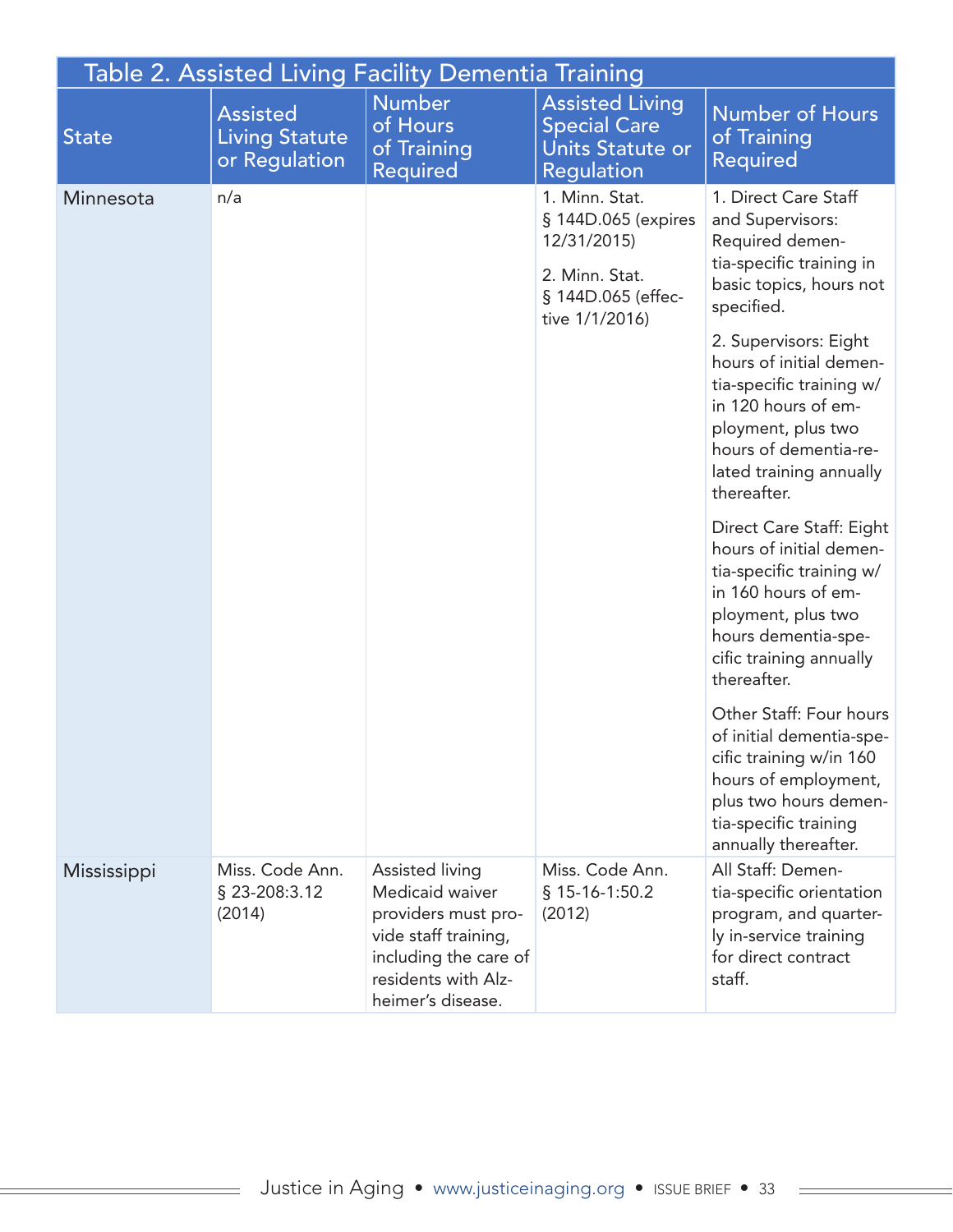## Table 2. Assisted Living Facility Dementia Training

| State | Assisted Living Statute or Regulation | Number of Hours of Training Required | Assisted Living Special Care Units Statute or Regulation | Number of Hours of Training Required |
|---|---|---|---|---|
| Minnesota | n/a | | 1. Minn. Stat. § 144D.065 (expires 12/31/2015)<br><br>2. Minn. Stat. § 144D.065 (effective 1/1/2016) | 1. Direct Care Staff and Supervisors: Required dementia-specific training in basic topics, hours not specified.<br><br>2. Supervisors: Eight hours of initial dementia-specific training w/in 120 hours of employment, plus two hours of dementia-related training annually thereafter.<br><br>Direct Care Staff: Eight hours of initial dementia-specific training w/in 160 hours of employment, plus two hours dementia-specific training annually thereafter.<br><br>Other Staff: Four hours of initial dementia-specific training w/in 160 hours of employment, plus two hours dementia-specific training annually thereafter. |
| Mississippi | Miss. Code Ann. § 23-208:3.12 (2014) | Assisted living Medicaid waiver providers must provide staff training, including the care of residents with Alzheimer's disease. | Miss. Code Ann. § 15-16-1:50.2 (2012) | All Staff: Dementia-specific orientation program, and quarterly in-service training for direct contract staff. |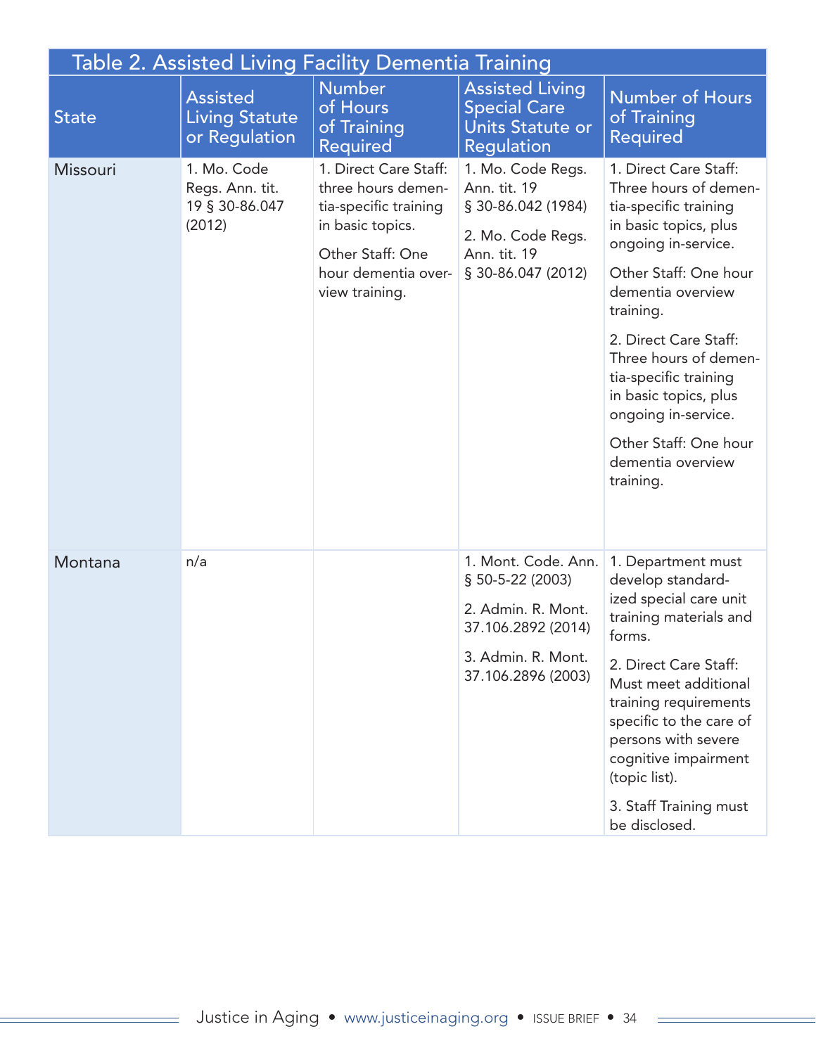Table 2. Assisted Living Facility Dementia Training

| State | Assisted Living Statute or Regulation | Number of Hours of Training Required | Assisted Living Special Care Units Statute or Regulation | Number of Hours of Training Required |
|---|---|---|---|---|
| Missouri | 1. Mo. Code Regs. Ann. tit. 19 § 30-86.047 (2012) | 1. Direct Care Staff: three hours dementia-specific training in basic topics.<br><br>Other Staff: One hour dementia overview training. | 1. Mo. Code Regs. Ann. tit. 19 § 30-86.042 (1984)<br><br>2. Mo. Code Regs. Ann. tit. 19 § 30-86.047 (2012) | 1. Direct Care Staff: Three hours of dementia-specific training in basic topics, plus ongoing in-service.<br><br>Other Staff: One hour dementia overview training.<br><br>2. Direct Care Staff: Three hours of dementia-specific training in basic topics, plus ongoing in-service.<br><br>Other Staff: One hour dementia overview training. |
| Montana | n/a | | 1. Mont. Code. Ann. § 50-5-22 (2003)<br><br>2. Admin. R. Mont. 37.106.2892 (2014)<br><br>3. Admin. R. Mont. 37.106.2896 (2003) | 1. Department must develop standardized special care unit training materials and forms.<br><br>2. Direct Care Staff: Must meet additional training requirements specific to the care of persons with severe cognitive impairment (topic list).<br><br>3. Staff Training must be disclosed. |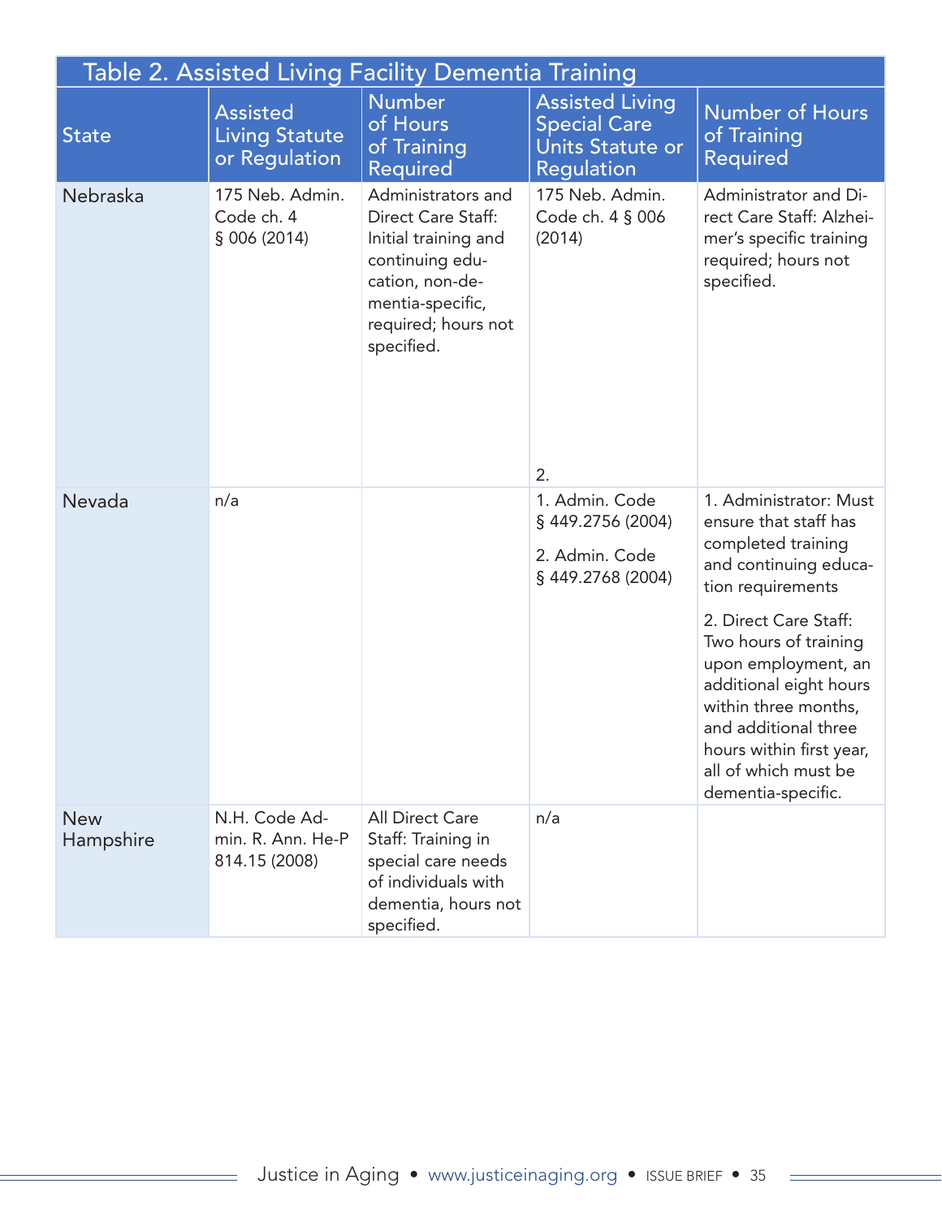## Table 2. Assisted Living Facility Dementia Training

| State | Assisted Living Statute or Regulation | Number of Hours of Training Required | Assisted Living Special Care Units Statute or Regulation | Number of Hours of Training Required |
|---|---|---|---|---|
| Nebraska | 175 Neb. Admin. Code ch. 4 § 006 (2014) | Administrators and Direct Care Staff: Initial training and continuing education, non-dementia-specific, required; hours not specified. | 175 Neb. Admin. Code ch. 4 § 006 (2014)<br><br>2. | Administrator and Direct Care Staff: Alzheimer's specific training required; hours not specified. |
| Nevada | n/a | | 1. Admin. Code § 449.2756 (2004)<br>2. Admin. Code § 449.2768 (2004) | 1. Administrator: Must ensure that staff has completed training and continuing education requirements<br>2. Direct Care Staff: Two hours of training upon employment, an additional eight hours within three months, and additional three hours within first year, all of which must be dementia-specific. |
| New Hampshire | N.H. Code Admin. R. Ann. He-P 814.15 (2008) | All Direct Care Staff: Training in special care needs of individuals with dementia, hours not specified. | n/a | |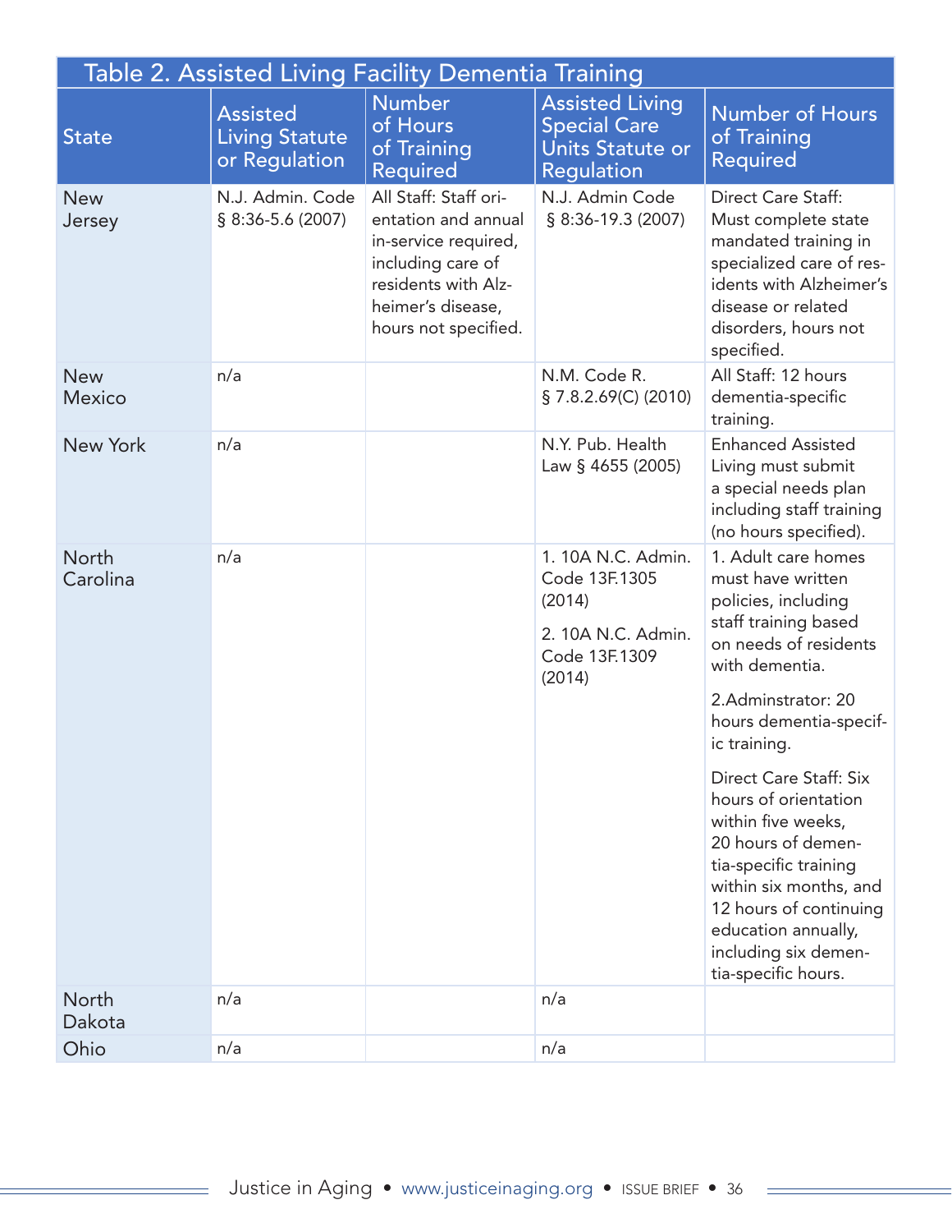**Table 2. Assisted Living Facility Dementia Training**

| State | Assisted Living Statute or Regulation | Number of Hours of Training Required | Assisted Living Special Care Units Statute or Regulation | Number of Hours of Training Required |
|---|---|---|---|---|
| New Jersey | N.J. Admin. Code § 8:36-5.6 (2007) | All Staff: Staff orientation and annual in-service required, including care of residents with Alzheimer's disease, hours not specified. | N.J. Admin Code § 8:36-19.3 (2007) | Direct Care Staff: Must complete state mandated training in specialized care of residents with Alzheimer's disease or related disorders, hours not specified. |
| New Mexico | n/a | | N.M. Code R. § 7.8.2.69(C) (2010) | All Staff: 12 hours dementia-specific training. |
| New York | n/a | | N.Y. Pub. Health Law § 4655 (2005) | Enhanced Assisted Living must submit a special needs plan including staff training (no hours specified). |
| North Carolina | n/a | | 1. 10A N.C. Admin. Code 13F.1305 (2014)<br><br>2. 10A N.C. Admin. Code 13F.1309 (2014) | 1. Adult care homes must have written policies, including staff training based on needs of residents with dementia.<br><br>2.Adminstrator: 20 hours dementia-specific training.<br><br>Direct Care Staff: Six hours of orientation within five weeks, 20 hours of dementia-specific training within six months, and 12 hours of continuing education annually, including six dementia-specific hours. |
| North Dakota | n/a | | n/a | |
| Ohio | n/a | | n/a | |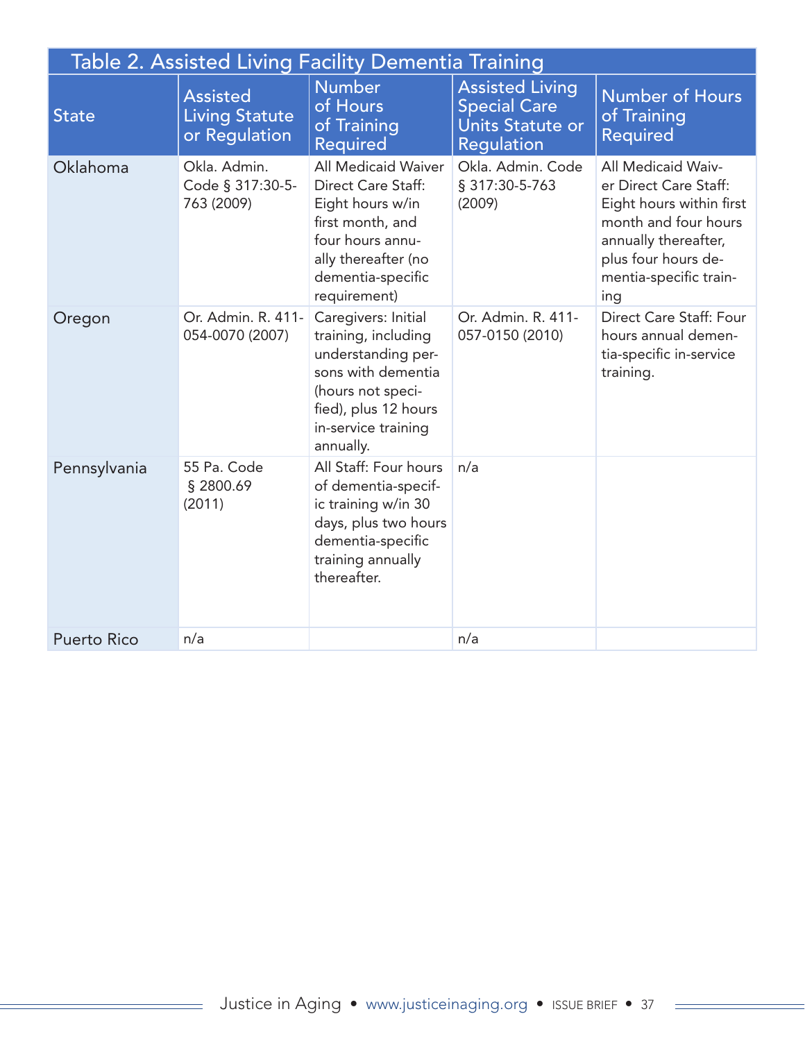| Table 2. Assisted Living Facility Dementia Training | | | | |
|---|---|---|---|---|
| State | Assisted Living Statute or Regulation | Number of Hours of Training Required | Assisted Living Special Care Units Statute or Regulation | Number of Hours of Training Required |
| Oklahoma | Okla. Admin. Code § 317:30-5-763 (2009) | All Medicaid Waiver Direct Care Staff: Eight hours w/in first month, and four hours annually thereafter (no dementia-specific requirement) | Okla. Admin. Code § 317:30-5-763 (2009) | All Medicaid Waiver Direct Care Staff: Eight hours within first month and four hours annually thereafter, plus four hours dementia-specific training |
| Oregon | Or. Admin. R. 411-054-0070 (2007) | Caregivers: Initial training, including understanding persons with dementia (hours not specified), plus 12 hours in-service training annually. | Or. Admin. R. 411-057-0150 (2010) | Direct Care Staff: Four hours annual dementia-specific in-service training. |
| Pennsylvania | 55 Pa. Code § 2800.69 (2011) | All Staff: Four hours of dementia-specific training w/in 30 days, plus two hours dementia-specific training annually thereafter. | n/a | |
| Puerto Rico | n/a | | n/a | |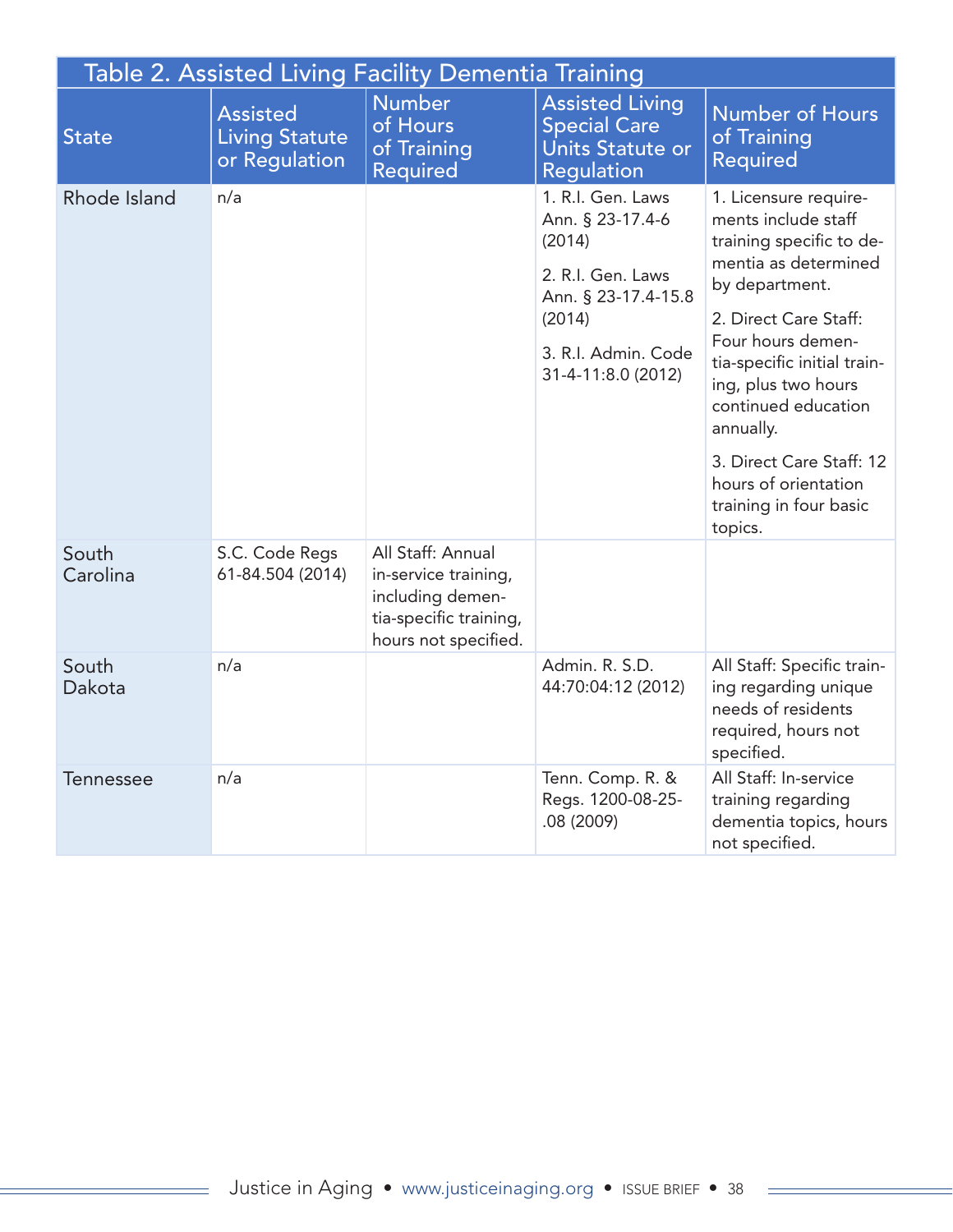## Table 2. Assisted Living Facility Dementia Training

| State | Assisted Living Statute or Regulation | Number of Hours of Training Required | Assisted Living Special Care Units Statute or Regulation | Number of Hours of Training Required |
|---|---|---|---|---|
| Rhode Island | n/a | | 1. R.I. Gen. Laws Ann. § 23-17.4-6 (2014)<br>2. R.I. Gen. Laws Ann. § 23-17.4-15.8 (2014)<br>3. R.I. Admin. Code 31-4-11:8.0 (2012) | 1. Licensure requirements include staff training specific to dementia as determined by department.<br>2. Direct Care Staff: Four hours dementia-specific initial training, plus two hours continued education annually.<br>3. Direct Care Staff: 12 hours of orientation training in four basic topics. |
| South Carolina | S.C. Code Regs 61-84.504 (2014) | All Staff: Annual in-service training, including dementia-specific training, hours not specified. | | |
| South Dakota | n/a | | Admin. R. S.D. 44:70:04:12 (2012) | All Staff: Specific training regarding unique needs of residents required, hours not specified. |
| Tennessee | n/a | | Tenn. Comp. R. & Regs. 1200-08-25-.08 (2009) | All Staff: In-service training regarding dementia topics, hours not specified. |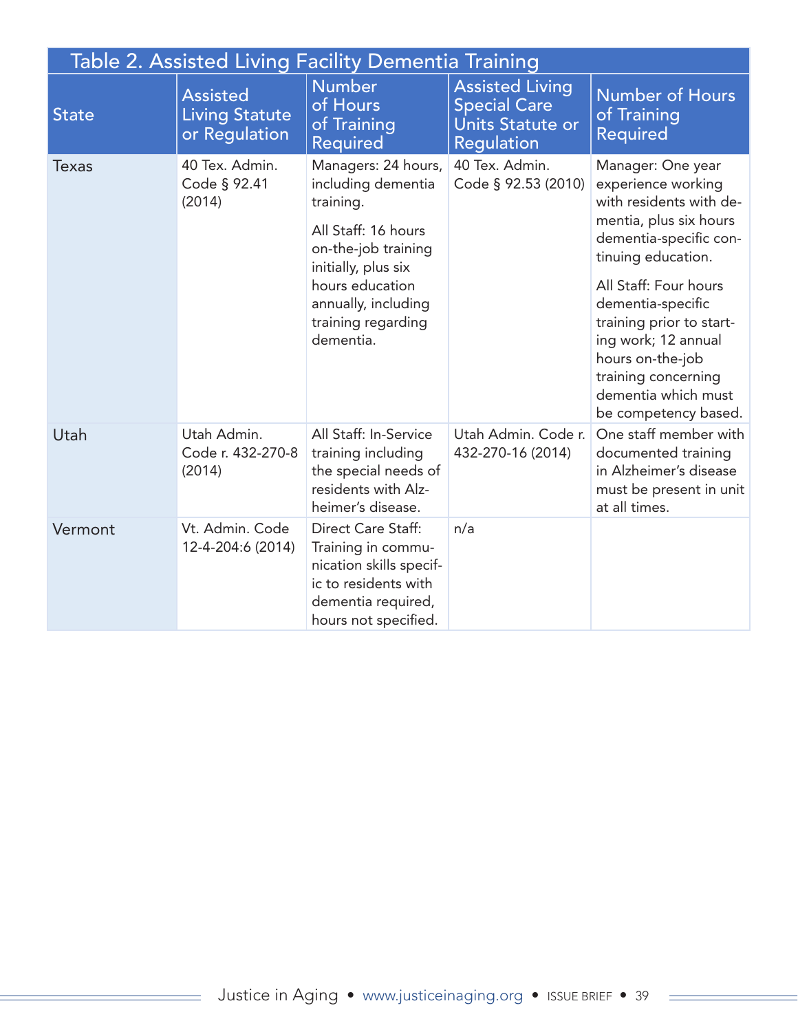| Table 2. Assisted Living Facility Dementia Training | | | | |
|---|---|---|---|---|
| State | Assisted Living Statute or Regulation | Number of Hours of Training Required | Assisted Living Special Care Units Statute or Regulation | Number of Hours of Training Required |
| Texas | 40 Tex. Admin. Code § 92.41 (2014) | Managers: 24 hours, including dementia training. All Staff: 16 hours on-the-job training initially, plus six hours education annually, including training regarding dementia. | 40 Tex. Admin. Code § 92.53 (2010) | Manager: One year experience working with residents with dementia, plus six hours dementia-specific continuing education. All Staff: Four hours dementia-specific training prior to starting work; 12 annual hours on-the-job training concerning dementia which must be competency based. |
| Utah | Utah Admin. Code r. 432-270-8 (2014) | All Staff: In-Service training including the special needs of residents with Alzheimer's disease. | Utah Admin. Code r. 432-270-16 (2014) | One staff member with documented training in Alzheimer's disease must be present in unit at all times. |
| Vermont | Vt. Admin. Code 12-4-204:6 (2014) | Direct Care Staff: Training in communication skills specific to residents with dementia required, hours not specified. | n/a | |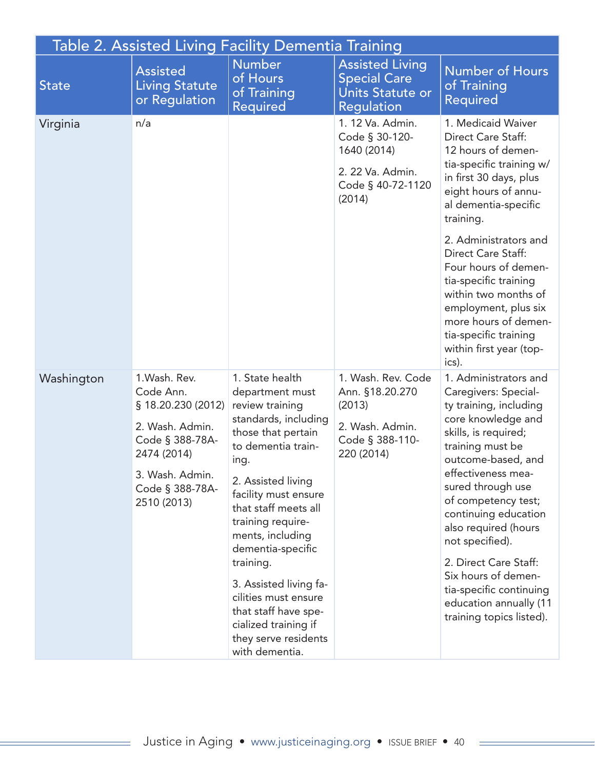**Table 2. Assisted Living Facility Dementia Training**

| State | Assisted Living Statute or Regulation | Number of Hours of Training Required | Assisted Living Special Care Units Statute or Regulation | Number of Hours of Training Required |
|---|---|---|---|---|
| Virginia | n/a | | 1. 12 Va. Admin. Code § 30-120-1640 (2014)<br><br>2. 22 Va. Admin. Code § 40-72-1120 (2014) | 1. Medicaid Waiver Direct Care Staff: 12 hours of dementia-specific training w/in first 30 days, plus eight hours of annual dementia-specific training.<br><br>2. Administrators and Direct Care Staff: Four hours of dementia-specific training within two months of employment, plus six more hours of dementia-specific training within first year (topics). |
| Washington | 1.Wash. Rev. Code Ann. § 18.20.230 (2012)<br><br>2. Wash. Admin. Code § 388-78A-2474 (2014)<br><br>3. Wash. Admin. Code § 388-78A-2510 (2013) | 1. State health department must review training standards, including those that pertain to dementia training.<br><br>2. Assisted living facility must ensure that staff meets all training requirements, including dementia-specific training.<br><br>3. Assisted living facilities must ensure that staff have specialized training if they serve residents with dementia. | 1. Wash. Rev. Code Ann. §18.20.270 (2013)<br><br>2. Wash. Admin. Code § 388-110-220 (2014) | 1. Administrators and Caregivers: Specialty training, including core knowledge and skills, is required; training must be outcome-based, and effectiveness measured through use of competency test; continuing education also required (hours not specified).<br><br>2. Direct Care Staff: Six hours of dementia-specific continuing education annually (11 training topics listed). |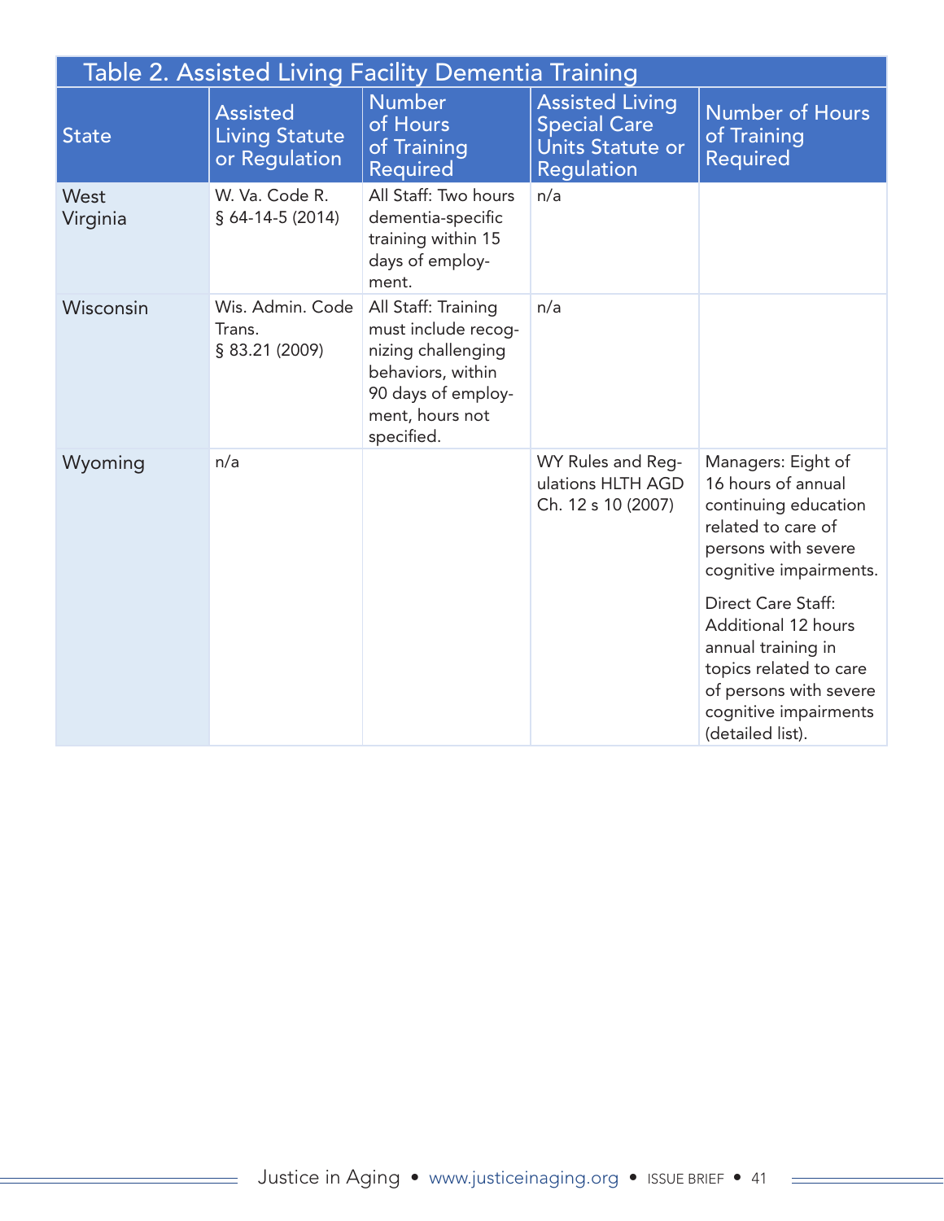| Table 2. Assisted Living Facility Dementia Training | | | | |
|---|---|---|---|---|
| State | Assisted Living Statute or Regulation | Number of Hours of Training Required | Assisted Living Special Care Units Statute or Regulation | Number of Hours of Training Required |
| West Virginia | W. Va. Code R. § 64-14-5 (2014) | All Staff: Two hours dementia-specific training within 15 days of employment. | n/a | |
| Wisconsin | Wis. Admin. Code Trans. § 83.21 (2009) | All Staff: Training must include recognizing challenging behaviors, within 90 days of employment, hours not specified. | n/a | |
| Wyoming | n/a | | WY Rules and Regulations HLTH AGD Ch. 12 s 10 (2007) | Managers: Eight of 16 hours of annual continuing education related to care of persons with severe cognitive impairments.<br><br>Direct Care Staff: Additional 12 hours annual training in topics related to care of persons with severe cognitive impairments (detailed list). |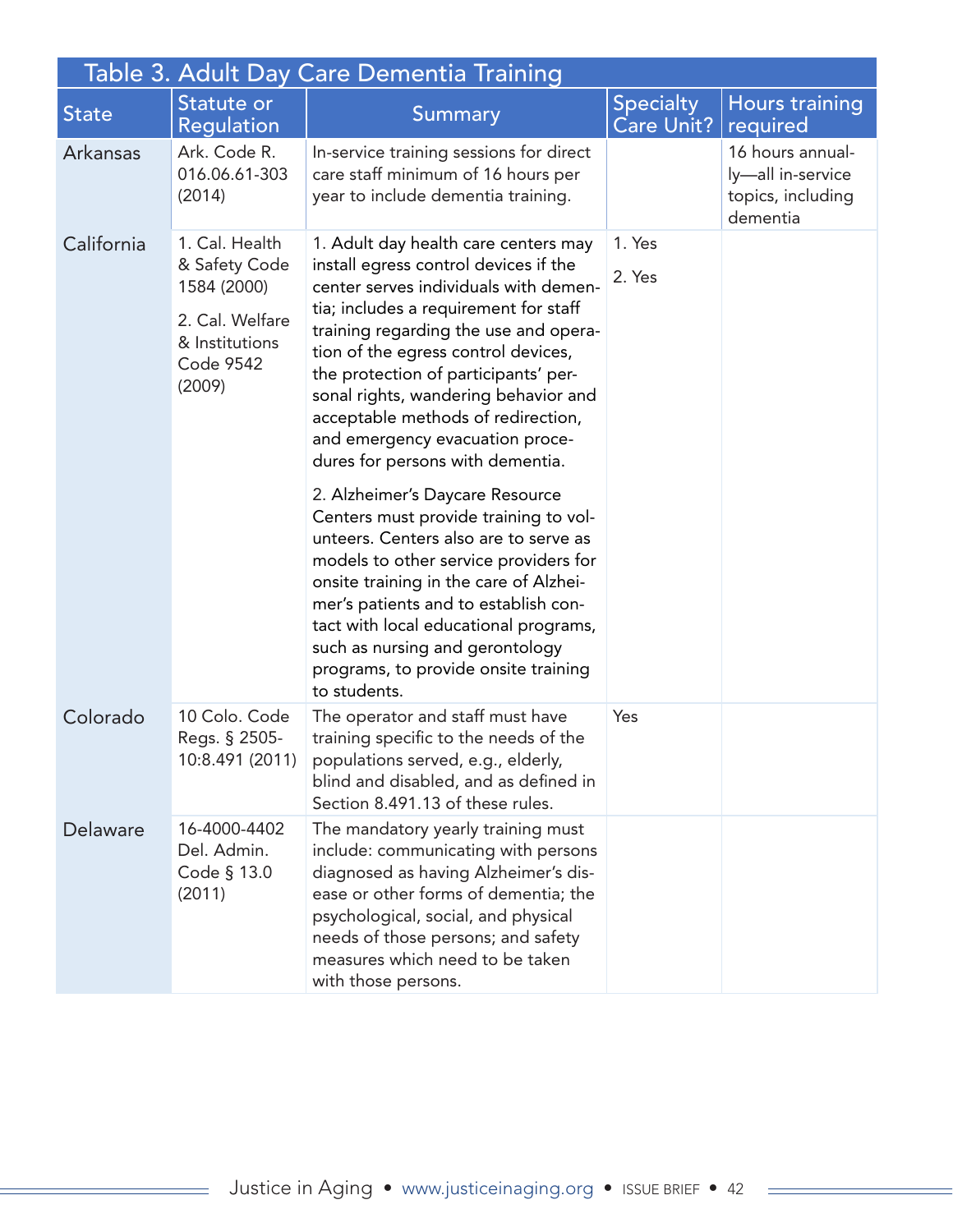| Table 3. Adult Day Care Dementia Training | | | | |
|---|---|---|---|---|
| **State** | **Statute or Regulation** | **Summary** | **Specialty Care Unit?** | **Hours training required** |
| Arkansas | Ark. Code R. 016.06.61-303 (2014) | In-service training sessions for direct care staff minimum of 16 hours per year to include dementia training. | | 16 hours annually—all in-service topics, including dementia |
| California | 1. Cal. Health & Safety Code 1584 (2000)<br><br>2. Cal. Welfare & Institutions Code 9542 (2009) | 1. Adult day health care centers may install egress control devices if the center serves individuals with dementia; includes a requirement for staff training regarding the use and operation of the egress control devices, the protection of participants' personal rights, wandering behavior and acceptable methods of redirection, and emergency evacuation procedures for persons with dementia.<br><br>2. Alzheimer's Daycare Resource Centers must provide training to volunteers. Centers also are to serve as models to other service providers for onsite training in the care of Alzheimer's patients and to establish contact with local educational programs, such as nursing and gerontology programs, to provide onsite training to students. | 1. Yes<br><br>2. Yes | |
| Colorado | 10 Colo. Code Regs. § 2505-10:8.491 (2011) | The operator and staff must have training specific to the needs of the populations served, e.g., elderly, blind and disabled, and as defined in Section 8.491.13 of these rules. | Yes | |
| Delaware | 16-4000-4402 Del. Admin. Code § 13.0 (2011) | The mandatory yearly training must include: communicating with persons diagnosed as having Alzheimer's disease or other forms of dementia; the psychological, social, and physical needs of those persons; and safety measures which need to be taken with those persons. | | |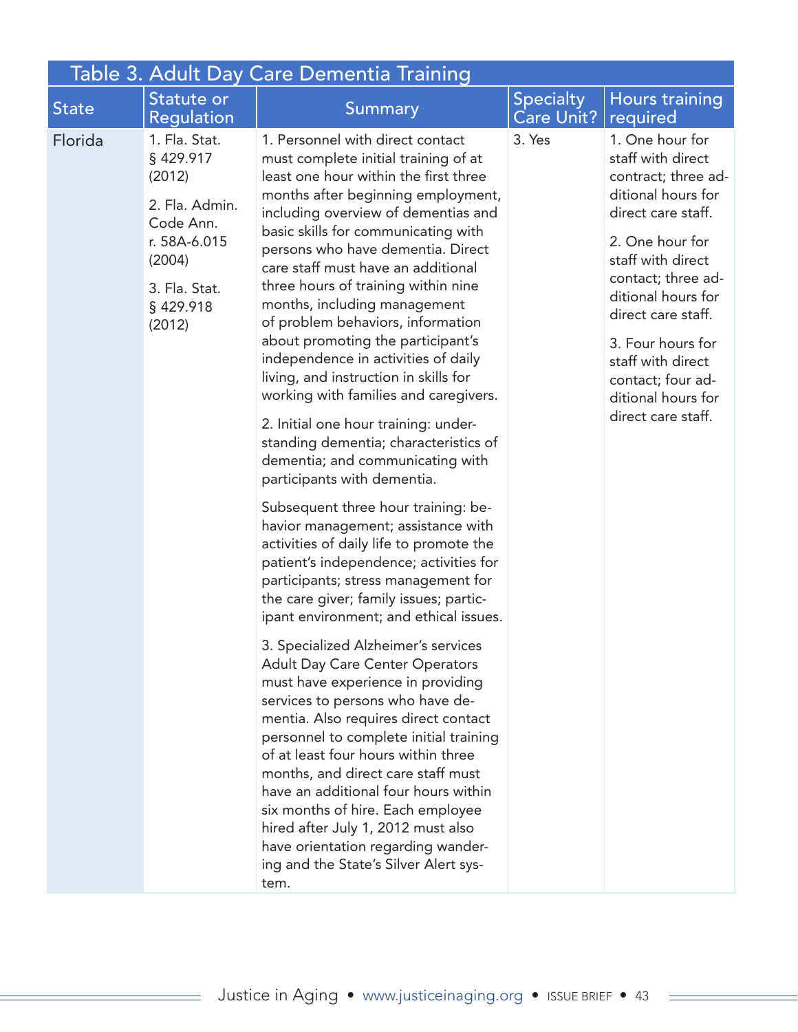| Table 3. Adult Day Care Dementia Training | | | | |
|---|---|---|---|---|
| State | Statute or Regulation | Summary | Specialty Care Unit? | Hours training required |
| Florida | 1. Fla. Stat. § 429.917 (2012)<br><br>2. Fla. Admin. Code Ann. r. 58A-6.015 (2004)<br><br>3. Fla. Stat. § 429.918 (2012) | 1. Personnel with direct contact must complete initial training of at least one hour within the first three months after beginning employment, including overview of dementias and basic skills for communicating with persons who have dementia. Direct care staff must have an additional three hours of training within nine months, including management of problem behaviors, information about promoting the participant's independence in activities of daily living, and instruction in skills for working with families and caregivers.<br><br>2. Initial one hour training: understanding dementia; characteristics of dementia; and communicating with participants with dementia.<br><br>Subsequent three hour training: behavior management; assistance with activities of daily life to promote the patient's independence; activities for participants; stress management for the care giver; family issues; participant environment; and ethical issues.<br><br>3. Specialized Alzheimer's services Adult Day Care Center Operators must have experience in providing services to persons who have dementia. Also requires direct contact personnel to complete initial training of at least four hours within three months, and direct care staff must have an additional four hours within six months of hire. Each employee hired after July 1, 2012 must also have orientation regarding wandering and the State's Silver Alert system. | 3. Yes | 1. One hour for staff with direct contract; three additional hours for direct care staff.<br><br>2. One hour for staff with direct contact; three additional hours for direct care staff.<br><br>3. Four hours for staff with direct contact; four additional hours for direct care staff. |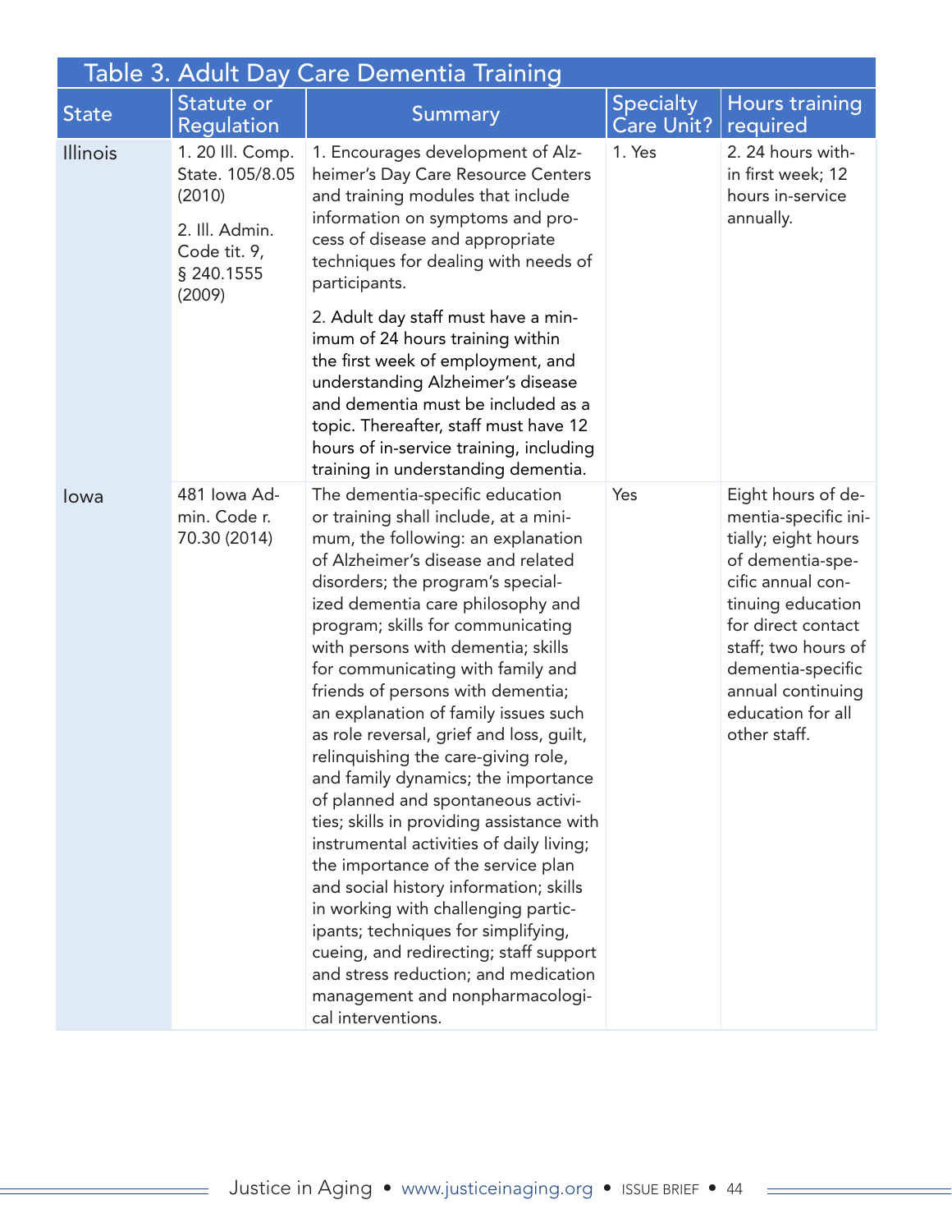## Table 3. Adult Day Care Dementia Training

| State | Statute or Regulation | Summary | Specialty Care Unit? | Hours training required |
|---|---|---|---|---|
| Illinois | 1. 20 Ill. Comp. State. 105/8.05 (2010)<br><br>2. Ill. Admin. Code tit. 9, § 240.1555 (2009) | 1. Encourages development of Alzheimer's Day Care Resource Centers and training modules that include information on symptoms and process of disease and appropriate techniques for dealing with needs of participants.<br><br>2. Adult day staff must have a minimum of 24 hours training within the first week of employment, and understanding Alzheimer's disease and dementia must be included as a topic. Thereafter, staff must have 12 hours of in-service training, including training in understanding dementia. | 1. Yes | 2. 24 hours within first week; 12 hours in-service annually. |
| Iowa | 481 Iowa Admin. Code r. 70.30 (2014) | The dementia-specific education or training shall include, at a minimum, the following: an explanation of Alzheimer's disease and related disorders; the program's specialized dementia care philosophy and program; skills for communicating with persons with dementia; skills for communicating with family and friends of persons with dementia; an explanation of family issues such as role reversal, grief and loss, guilt, relinquishing the care-giving role, and family dynamics; the importance of planned and spontaneous activities; skills in providing assistance with instrumental activities of daily living; the importance of the service plan and social history information; skills in working with challenging participants; techniques for simplifying, cueing, and redirecting; staff support and stress reduction; and medication management and nonpharmacological interventions. | Yes | Eight hours of dementia-specific initially; eight hours of dementia-specific annual continuing education for direct contact staff; two hours of dementia-specific annual continuing education for all other staff. |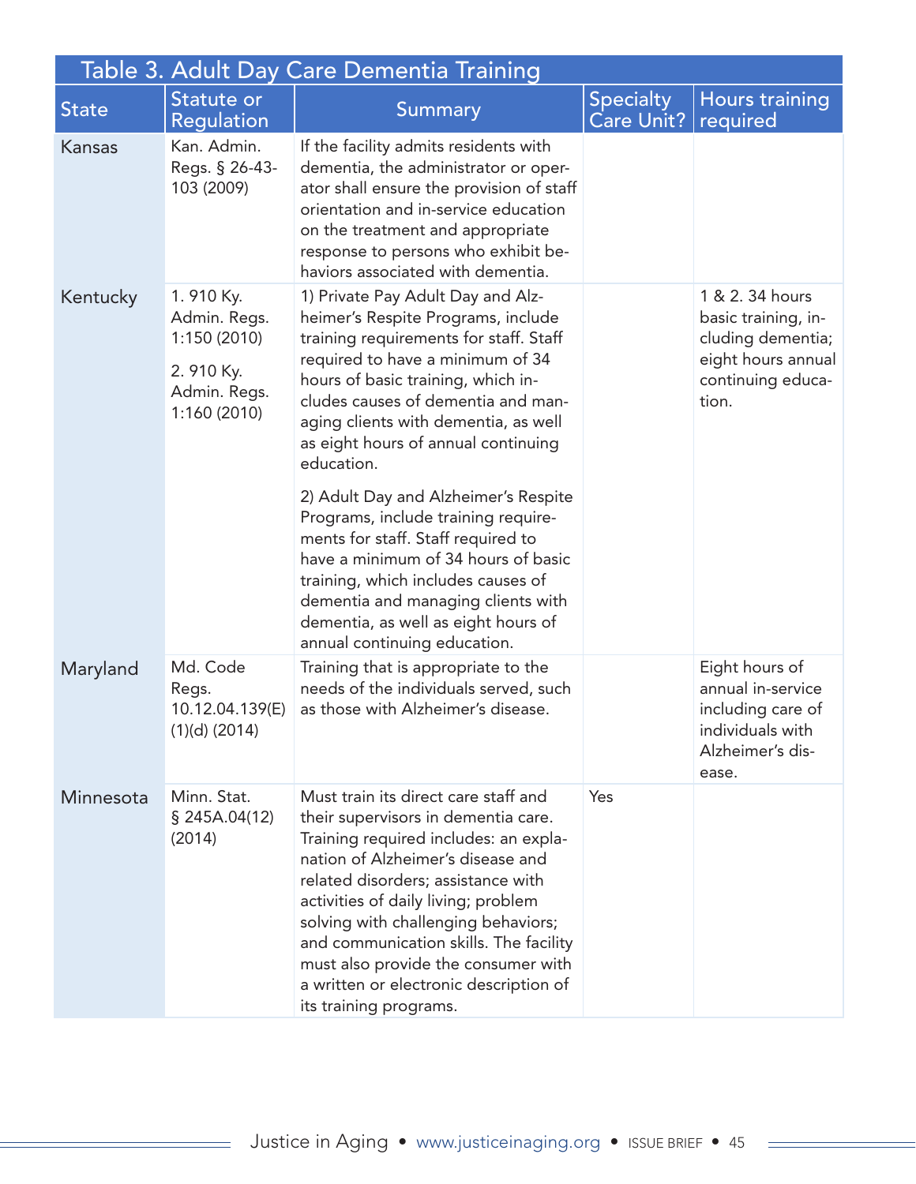Table 3. Adult Day Care Dementia Training

| State | Statute or Regulation | Summary | Specialty Care Unit? | Hours training required |
|---|---|---|---|---|
| Kansas | Kan. Admin. Regs. § 26-43-103 (2009) | If the facility admits residents with dementia, the administrator or operator shall ensure the provision of staff orientation and in-service education on the treatment and appropriate response to persons who exhibit behaviors associated with dementia. | | |
| Kentucky | 1. 910 Ky. Admin. Regs. 1:150 (2010)<br>2. 910 Ky. Admin. Regs. 1:160 (2010) | 1) Private Pay Adult Day and Alzheimer's Respite Programs, include training requirements for staff. Staff required to have a minimum of 34 hours of basic training, which includes causes of dementia and managing clients with dementia, as well as eight hours of annual continuing education.<br>2) Adult Day and Alzheimer's Respite Programs, include training requirements for staff. Staff required to have a minimum of 34 hours of basic training, which includes causes of dementia and managing clients with dementia, as well as eight hours of annual continuing education. | | 1 & 2. 34 hours basic training, including dementia; eight hours annual continuing education. |
| Maryland | Md. Code Regs. 10.12.04.139(E)(1)(d) (2014) | Training that is appropriate to the needs of the individuals served, such as those with Alzheimer's disease. | | Eight hours of annual in-service including care of individuals with Alzheimer's disease. |
| Minnesota | Minn. Stat. § 245A.04(12) (2014) | Must train its direct care staff and their supervisors in dementia care. Training required includes: an explanation of Alzheimer's disease and related disorders; assistance with activities of daily living; problem solving with challenging behaviors; and communication skills. The facility must also provide the consumer with a written or electronic description of its training programs. | Yes | |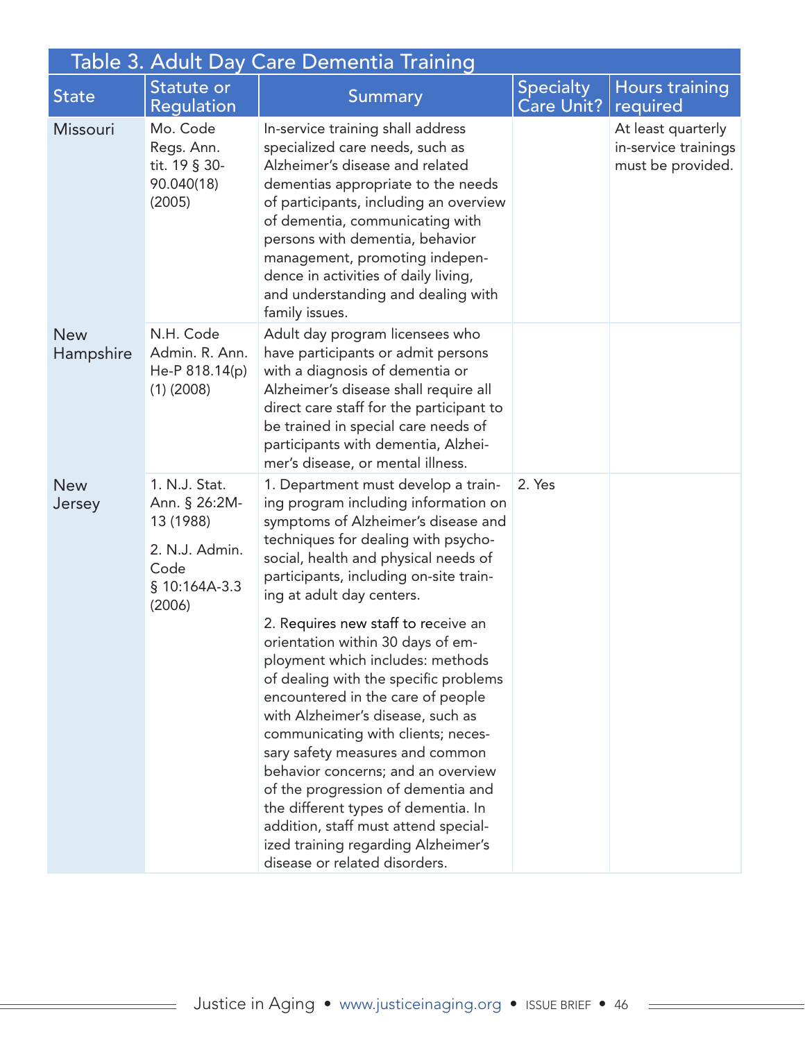**Table 3. Adult Day Care Dementia Training**

| State | Statute or Regulation | Summary | Specialty Care Unit? | Hours training required |
|---|---|---|---|---|
| Missouri | Mo. Code Regs. Ann. tit. 19 § 30-90.040(18) (2005) | In-service training shall address specialized care needs, such as Alzheimer's disease and related dementias appropriate to the needs of participants, including an overview of dementia, communicating with persons with dementia, behavior management, promoting independence in activities of daily living, and understanding and dealing with family issues. | | At least quarterly in-service trainings must be provided. |
| New Hampshire | N.H. Code Admin. R. Ann. He-P 818.14(p)(1) (2008) | Adult day program licensees who have participants or admit persons with a diagnosis of dementia or Alzheimer's disease shall require all direct care staff for the participant to be trained in special care needs of participants with dementia, Alzheimer's disease, or mental illness. | | |
| New Jersey | 1. N.J. Stat. Ann. § 26:2M-13 (1988)<br><br>2. N.J. Admin. Code § 10:164A-3.3 (2006) | 1. Department must develop a training program including information on symptoms of Alzheimer's disease and techniques for dealing with psychosocial, health and physical needs of participants, including on-site training at adult day centers.<br><br>2. Requires new staff to receive an orientation within 30 days of employment which includes: methods of dealing with the specific problems encountered in the care of people with Alzheimer's disease, such as communicating with clients; necessary safety measures and common behavior concerns; and an overview of the progression of dementia and the different types of dementia. In addition, staff must attend specialized training regarding Alzheimer's disease or related disorders. | 2. Yes | |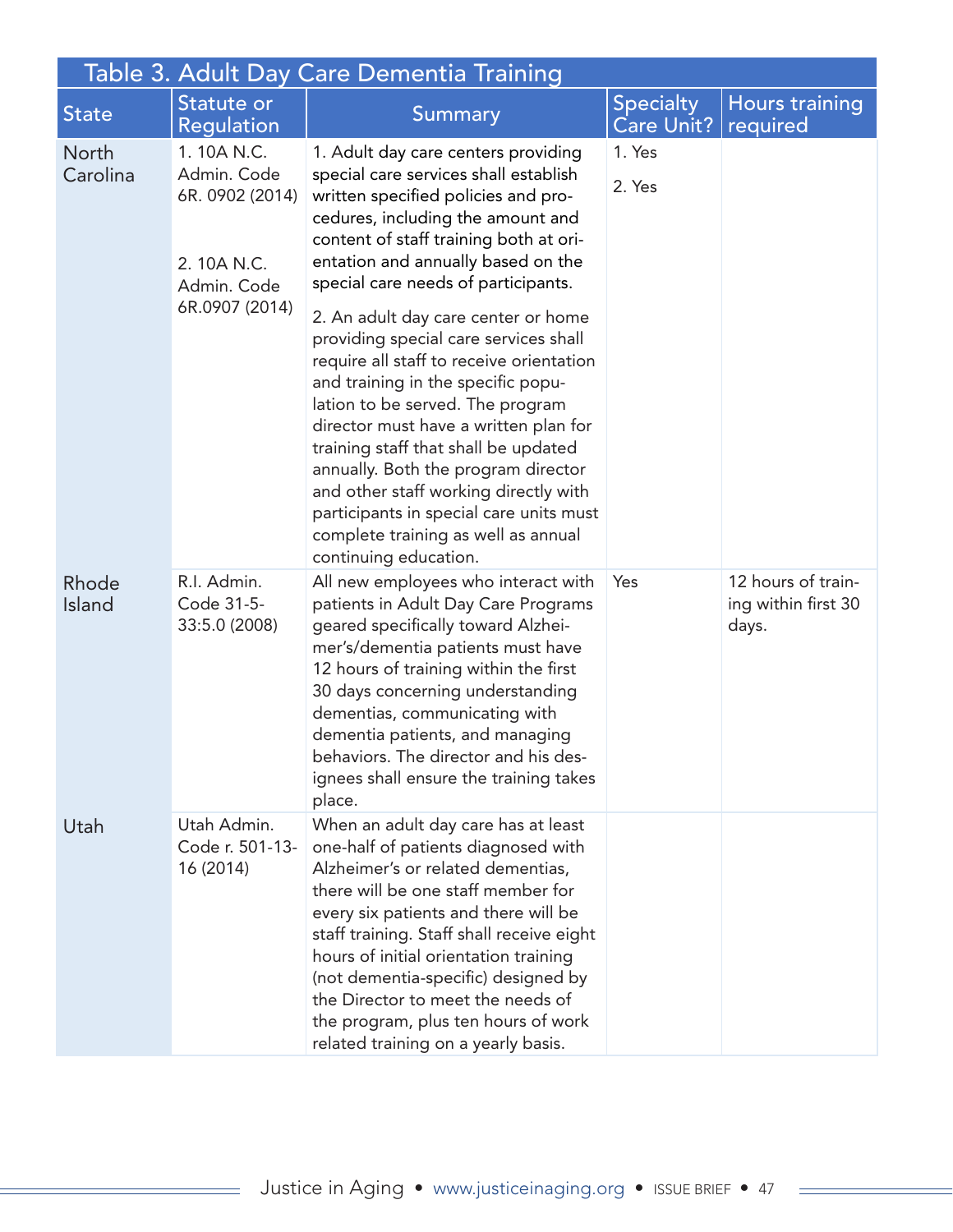**Table 3. Adult Day Care Dementia Training**

| State | Statute or Regulation | Summary | Specialty Care Unit? | Hours training required |
|---|---|---|---|---|
| North Carolina | 1. 10A N.C. Admin. Code 6R. 0902 (2014)<br><br>2. 10A N.C. Admin. Code 6R.0907 (2014) | 1. Adult day care centers providing special care services shall establish written specified policies and procedures, including the amount and content of staff training both at orientation and annually based on the special care needs of participants.<br><br>2. An adult day care center or home providing special care services shall require all staff to receive orientation and training in the specific population to be served. The program director must have a written plan for training staff that shall be updated annually. Both the program director and other staff working directly with participants in special care units must complete training as well as annual continuing education. | 1. Yes<br><br>2. Yes | |
| Rhode Island | R.I. Admin. Code 31-5-33:5.0 (2008) | All new employees who interact with patients in Adult Day Care Programs geared specifically toward Alzheimer's/dementia patients must have 12 hours of training within the first 30 days concerning understanding dementias, communicating with dementia patients, and managing behaviors. The director and his designees shall ensure the training takes place. | Yes | 12 hours of training within first 30 days. |
| Utah | Utah Admin. Code r. 501-13-16 (2014) | When an adult day care has at least one-half of patients diagnosed with Alzheimer's or related dementias, there will be one staff member for every six patients and there will be staff training. Staff shall receive eight hours of initial orientation training (not dementia-specific) designed by the Director to meet the needs of the program, plus ten hours of work related training on a yearly basis. | | |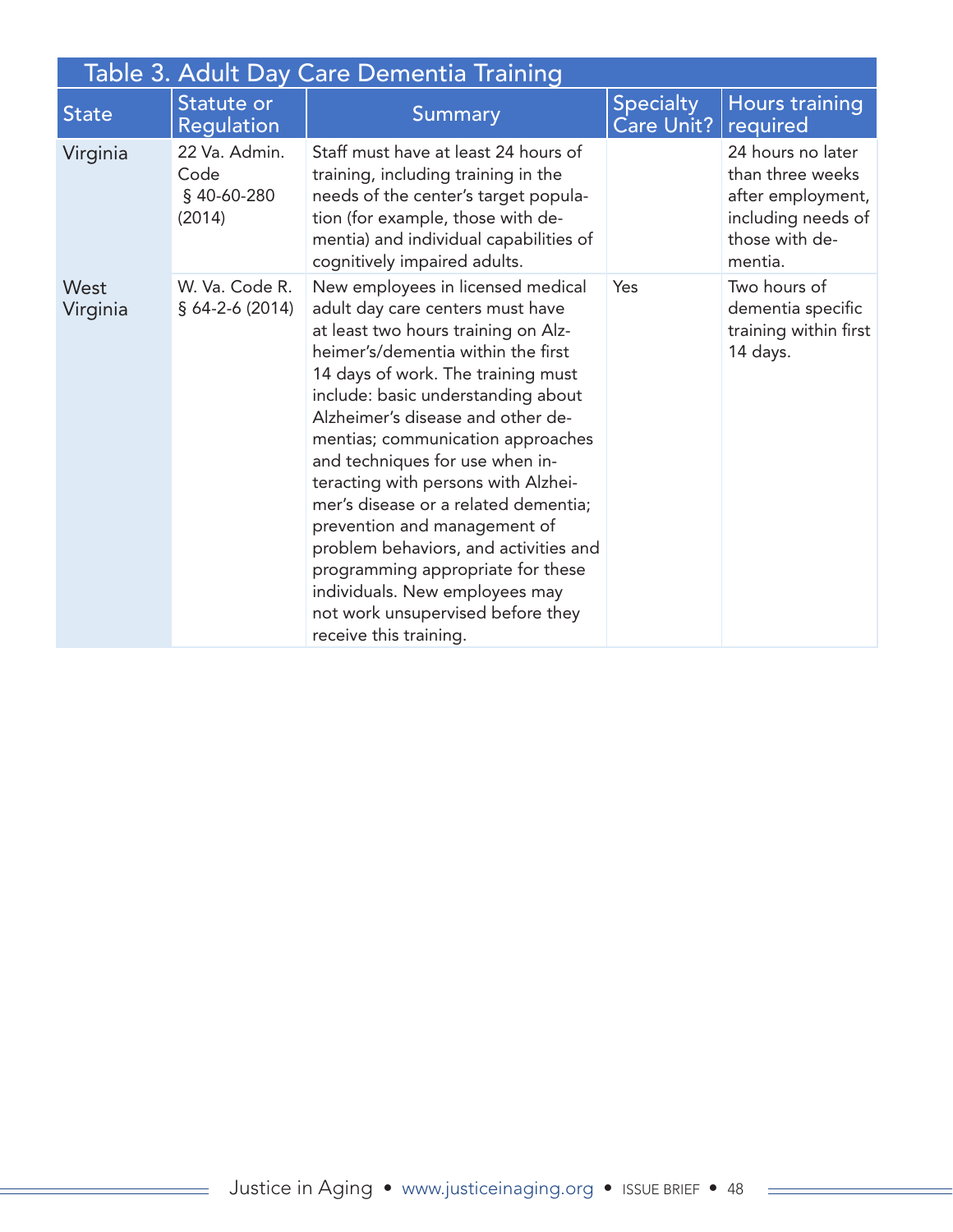## Table 3. Adult Day Care Dementia Training

| State | Statute or Regulation | Summary | Specialty Care Unit? | Hours training required |
|---|---|---|---|---|
| Virginia | 22 Va. Admin. Code § 40-60-280 (2014) | Staff must have at least 24 hours of training, including training in the needs of the center's target population (for example, those with dementia) and individual capabilities of cognitively impaired adults. | | 24 hours no later than three weeks after employment, including needs of those with dementia. |
| West Virginia | W. Va. Code R. § 64-2-6 (2014) | New employees in licensed medical adult day care centers must have at least two hours training on Alzheimer's/dementia within the first 14 days of work. The training must include: basic understanding about Alzheimer's disease and other dementias; communication approaches and techniques for use when interacting with persons with Alzheimer's disease or a related dementia; prevention and management of problem behaviors, and activities and programming appropriate for these individuals. New employees may not work unsupervised before they receive this training. | Yes | Two hours of dementia specific training within first 14 days. |